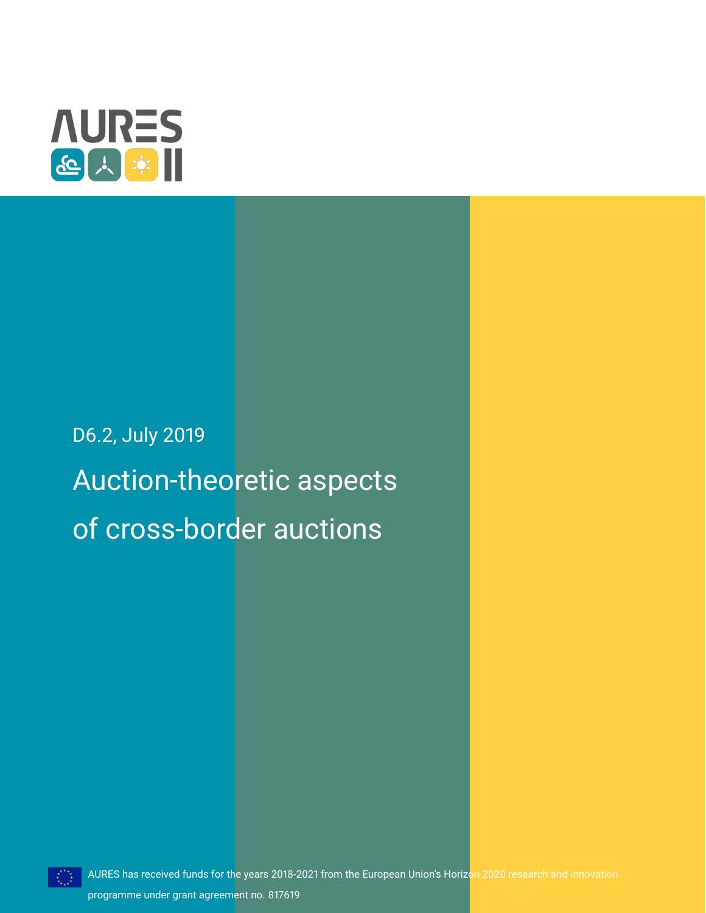AURES II

D6.2, July 2019

# Auction-theoretic aspects of cross-border auctions

AURES has received funds for the years 2018-2021 from the European Union's Horizon 2020 research and innovation programme under grant agreement no. 817619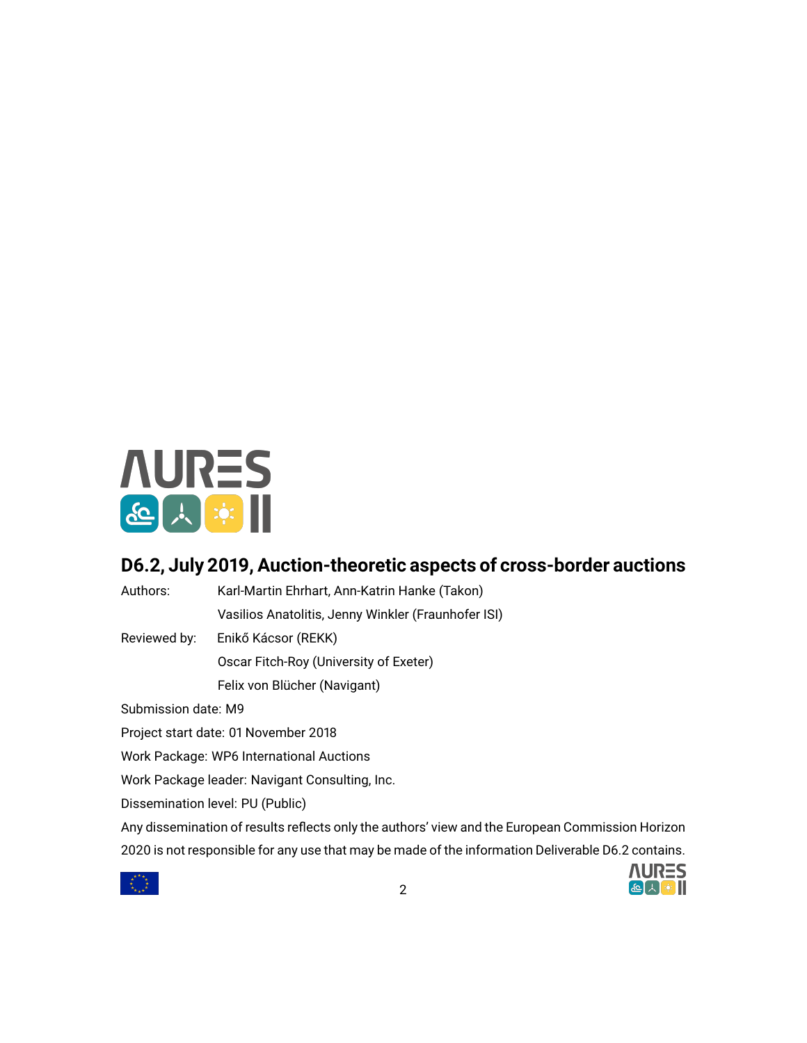## D6.2, July 2019, Auction-theoretic aspects of cross-border auctions

Authors: Karl-Martin Ehrhart, Ann-Katrin Hanke (Takon)

Vasilios Anatolitis, Jenny Winkler (Fraunhofer ISI)

Reviewed by: Enikő Kácsor (REKK)

Oscar Fitch-Roy (University of Exeter)

Felix von Blücher (Navigant)

Submission date: M9

Project start date: 01 November 2018

Work Package: WP6 International Auctions

Work Package leader: Navigant Consulting, Inc.

Dissemination level: PU (Public)

Any dissemination of results reflects only the authors' view and the European Commission Horizon 2020 is not responsible for any use that may be made of the information Deliverable D6.2 contains.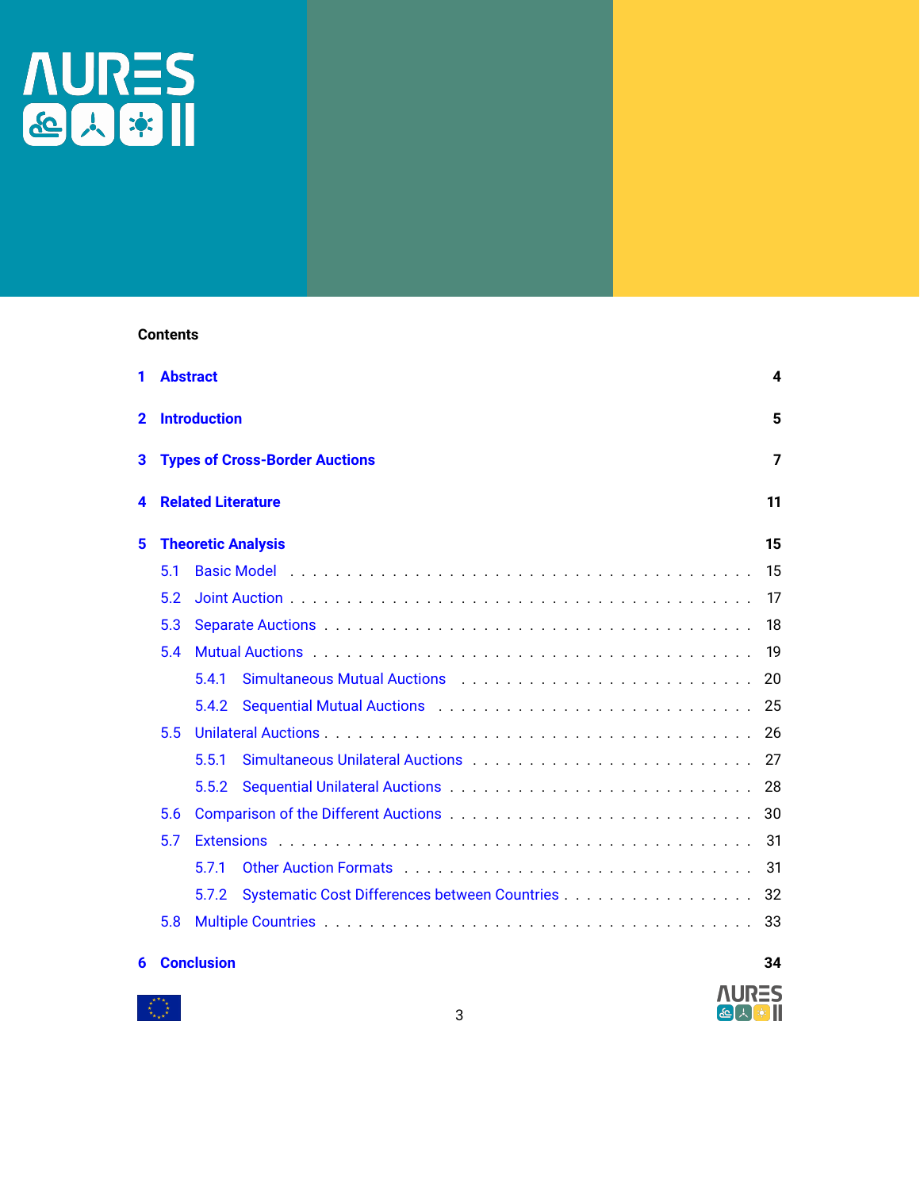## Contents

1 Abstract 4

2 Introduction 5

3 Types of Cross-Border Auctions 7

4 Related Literature 11

5 Theoretic Analysis 15

- 5.1 Basic Model . . . . . . . . . . . . . . . . . . . . . . . . . . . . . . . . . . . . . . . 15
- 5.2 Joint Auction . . . . . . . . . . . . . . . . . . . . . . . . . . . . . . . . . . . . . . . 17
- 5.3 Separate Auctions . . . . . . . . . . . . . . . . . . . . . . . . . . . . . . . . . . . . 18
- 5.4 Mutual Auctions . . . . . . . . . . . . . . . . . . . . . . . . . . . . . . . . . . . . . 19
  - 5.4.1 Simultaneous Mutual Auctions . . . . . . . . . . . . . . . . . . . . . . . . 20
  - 5.4.2 Sequential Mutual Auctions . . . . . . . . . . . . . . . . . . . . . . . . . . 25
- 5.5 Unilateral Auctions . . . . . . . . . . . . . . . . . . . . . . . . . . . . . . . . . . . 26
  - 5.5.1 Simultaneous Unilateral Auctions . . . . . . . . . . . . . . . . . . . . . . 27
  - 5.5.2 Sequential Unilateral Auctions . . . . . . . . . . . . . . . . . . . . . . . . 28
- 5.6 Comparison of the Different Auctions . . . . . . . . . . . . . . . . . . . . . . . . . 30
- 5.7 Extensions . . . . . . . . . . . . . . . . . . . . . . . . . . . . . . . . . . . . . . . . 31
  - 5.7.1 Other Auction Formats . . . . . . . . . . . . . . . . . . . . . . . . . . . . 31
  - 5.7.2 Systematic Cost Differences between Countries . . . . . . . . . . . . . . 32
- 5.8 Multiple Countries . . . . . . . . . . . . . . . . . . . . . . . . . . . . . . . . . . . 33

6 Conclusion 34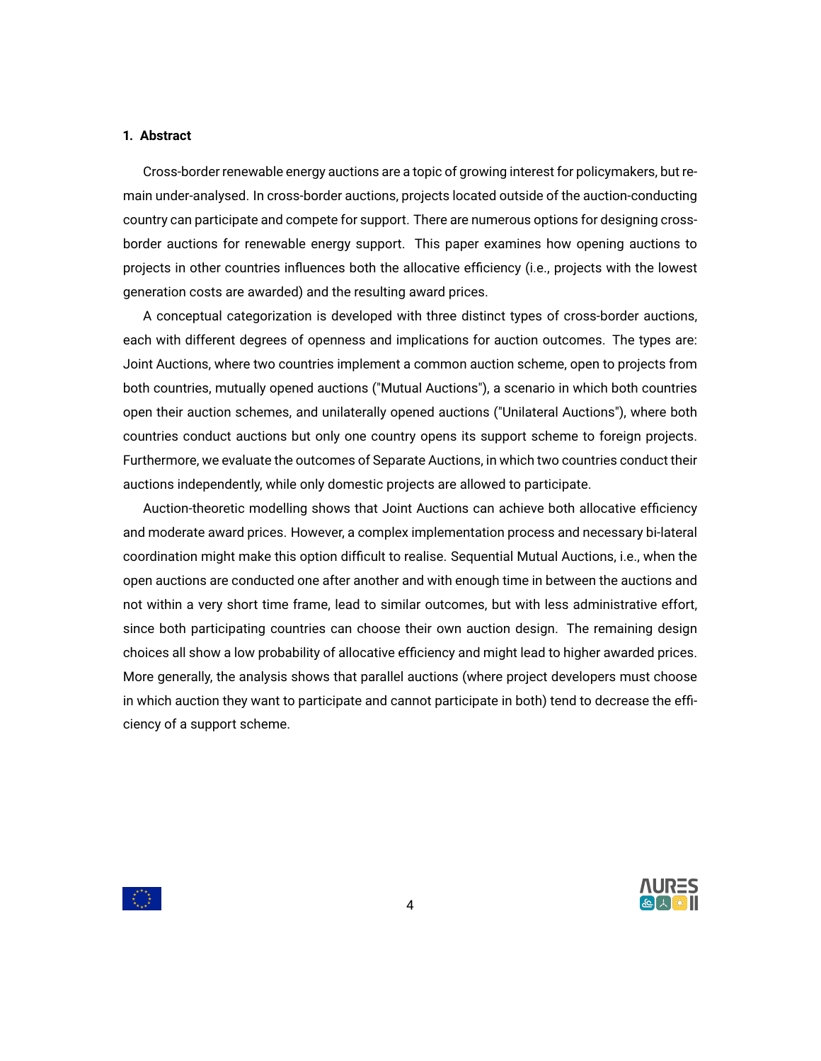## 1. Abstract

Cross-border renewable energy auctions are a topic of growing interest for policymakers, but remain under-analysed. In cross-border auctions, projects located outside of the auction-conducting country can participate and compete for support. There are numerous options for designing cross-border auctions for renewable energy support. This paper examines how opening auctions to projects in other countries influences both the allocative efficiency (i.e., projects with the lowest generation costs are awarded) and the resulting award prices.

A conceptual categorization is developed with three distinct types of cross-border auctions, each with different degrees of openness and implications for auction outcomes. The types are: Joint Auctions, where two countries implement a common auction scheme, open to projects from both countries, mutually opened auctions ("Mutual Auctions"), a scenario in which both countries open their auction schemes, and unilaterally opened auctions ("Unilateral Auctions"), where both countries conduct auctions but only one country opens its support scheme to foreign projects. Furthermore, we evaluate the outcomes of Separate Auctions, in which two countries conduct their auctions independently, while only domestic projects are allowed to participate.

Auction-theoretic modelling shows that Joint Auctions can achieve both allocative efficiency and moderate award prices. However, a complex implementation process and necessary bi-lateral coordination might make this option difficult to realise. Sequential Mutual Auctions, i.e., when the open auctions are conducted one after another and with enough time in between the auctions and not within a very short time frame, lead to similar outcomes, but with less administrative effort, since both participating countries can choose their own auction design. The remaining design choices all show a low probability of allocative efficiency and might lead to higher awarded prices. More generally, the analysis shows that parallel auctions (where project developers must choose in which auction they want to participate and cannot participate in both) tend to decrease the efficiency of a support scheme.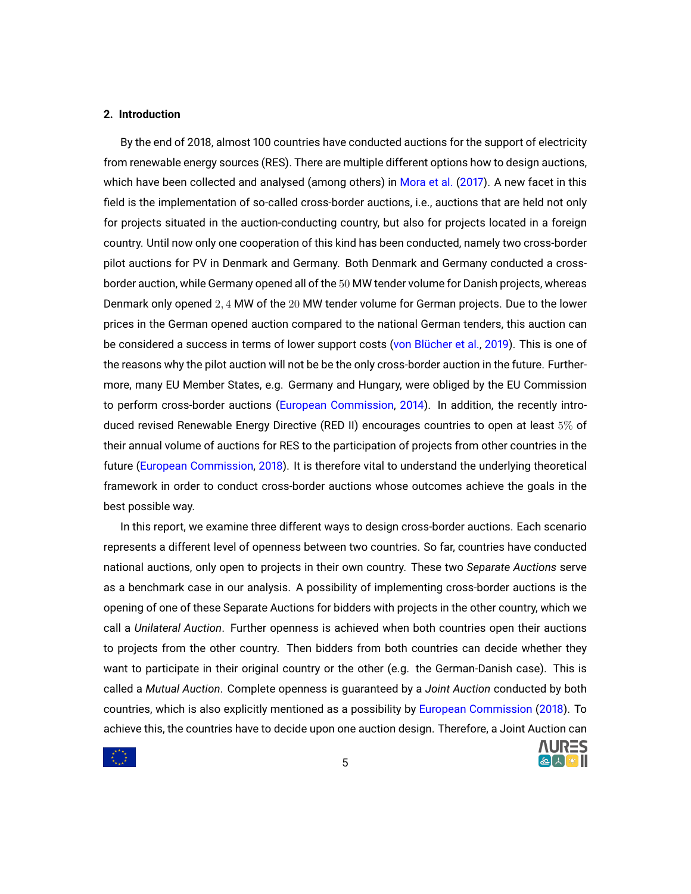## 2. Introduction

By the end of 2018, almost 100 countries have conducted auctions for the support of electricity from renewable energy sources (RES). There are multiple different options how to design auctions, which have been collected and analysed (among others) in Mora et al. (2017). A new facet in this field is the implementation of so-called cross-border auctions, i.e., auctions that are held not only for projects situated in the auction-conducting country, but also for projects located in a foreign country. Until now only one cooperation of this kind has been conducted, namely two cross-border pilot auctions for PV in Denmark and Germany. Both Denmark and Germany conducted a cross-border auction, while Germany opened all of the $50$ MW tender volume for Danish projects, whereas Denmark only opened $2,4$ MW of the $20$ MW tender volume for German projects. Due to the lower prices in the German opened auction compared to the national German tenders, this auction can be considered a success in terms of lower support costs (von Blücher et al., 2019). This is one of the reasons why the pilot auction will not be be the only cross-border auction in the future. Furthermore, many EU Member States, e.g. Germany and Hungary, were obliged by the EU Commission to perform cross-border auctions (European Commission, 2014). In addition, the recently introduced revised Renewable Energy Directive (RED II) encourages countries to open at least $5\%$ of their annual volume of auctions for RES to the participation of projects from other countries in the future (European Commission, 2018). It is therefore vital to understand the underlying theoretical framework in order to conduct cross-border auctions whose outcomes achieve the goals in the best possible way.

In this report, we examine three different ways to design cross-border auctions. Each scenario represents a different level of openness between two countries. So far, countries have conducted national auctions, only open to projects in their own country. These two *Separate Auctions* serve as a benchmark case in our analysis. A possibility of implementing cross-border auctions is the opening of one of these Separate Auctions for bidders with projects in the other country, which we call a *Unilateral Auction*. Further openness is achieved when both countries open their auctions to projects from the other country. Then bidders from both countries can decide whether they want to participate in their original country or the other (e.g. the German-Danish case). This is called a *Mutual Auction*. Complete openness is guaranteed by a *Joint Auction* conducted by both countries, which is also explicitly mentioned as a possibility by European Commission (2018). To achieve this, the countries have to decide upon one auction design. Therefore, a Joint Auction can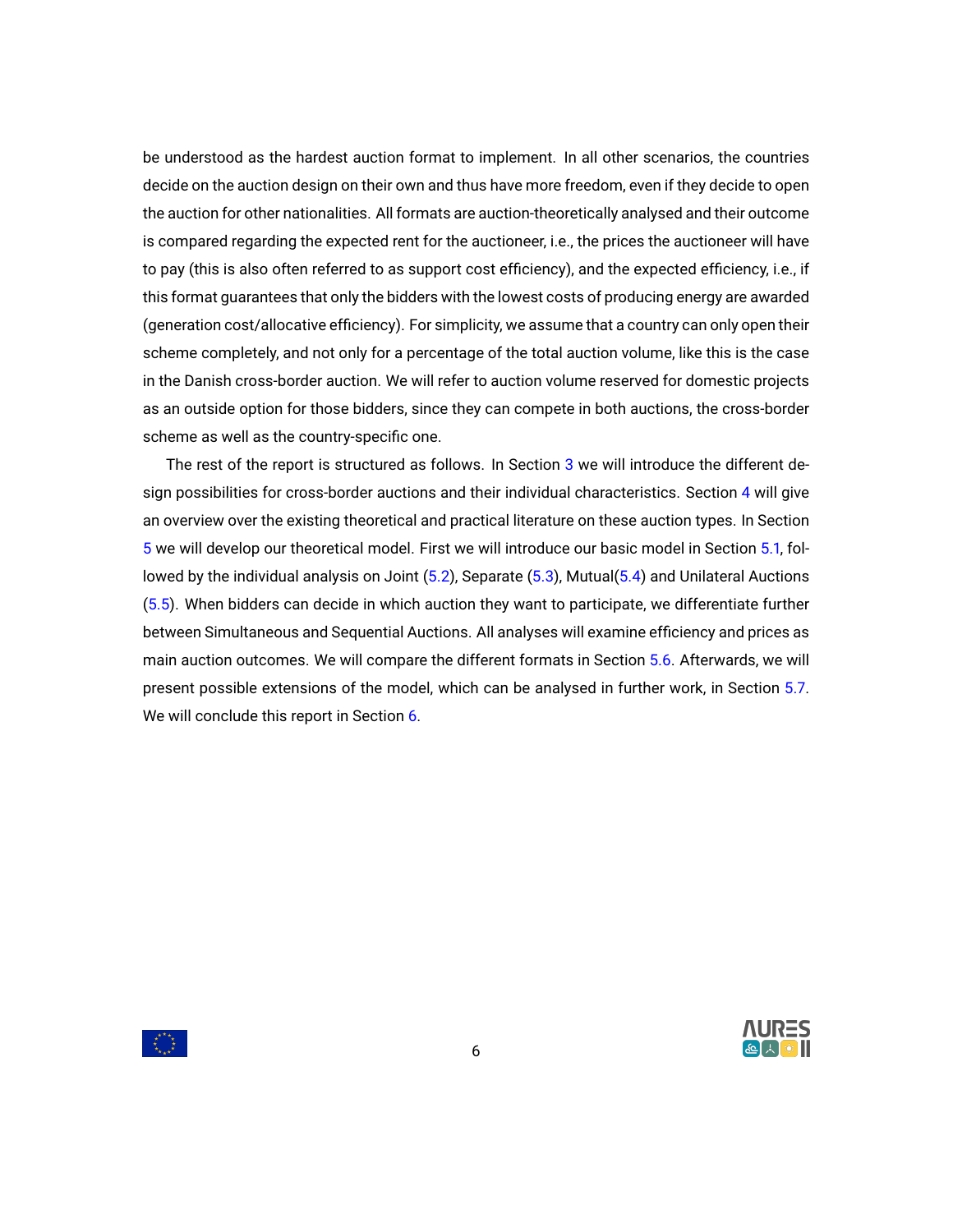be understood as the hardest auction format to implement. In all other scenarios, the countries decide on the auction design on their own and thus have more freedom, even if they decide to open the auction for other nationalities. All formats are auction-theoretically analysed and their outcome is compared regarding the expected rent for the auctioneer, i.e., the prices the auctioneer will have to pay (this is also often referred to as support cost efficiency), and the expected efficiency, i.e., if this format guarantees that only the bidders with the lowest costs of producing energy are awarded (generation cost/allocative efficiency). For simplicity, we assume that a country can only open their scheme completely, and not only for a percentage of the total auction volume, like this is the case in the Danish cross-border auction. We will refer to auction volume reserved for domestic projects as an outside option for those bidders, since they can compete in both auctions, the cross-border scheme as well as the country-specific one.

The rest of the report is structured as follows. In Section 3 we will introduce the different design possibilities for cross-border auctions and their individual characteristics. Section 4 will give an overview over the existing theoretical and practical literature on these auction types. In Section 5 we will develop our theoretical model. First we will introduce our basic model in Section 5.1, followed by the individual analysis on Joint (5.2), Separate (5.3), Mutual(5.4) and Unilateral Auctions (5.5). When bidders can decide in which auction they want to participate, we differentiate further between Simultaneous and Sequential Auctions. All analyses will examine efficiency and prices as main auction outcomes. We will compare the different formats in Section 5.6. Afterwards, we will present possible extensions of the model, which can be analysed in further work, in Section 5.7. We will conclude this report in Section 6.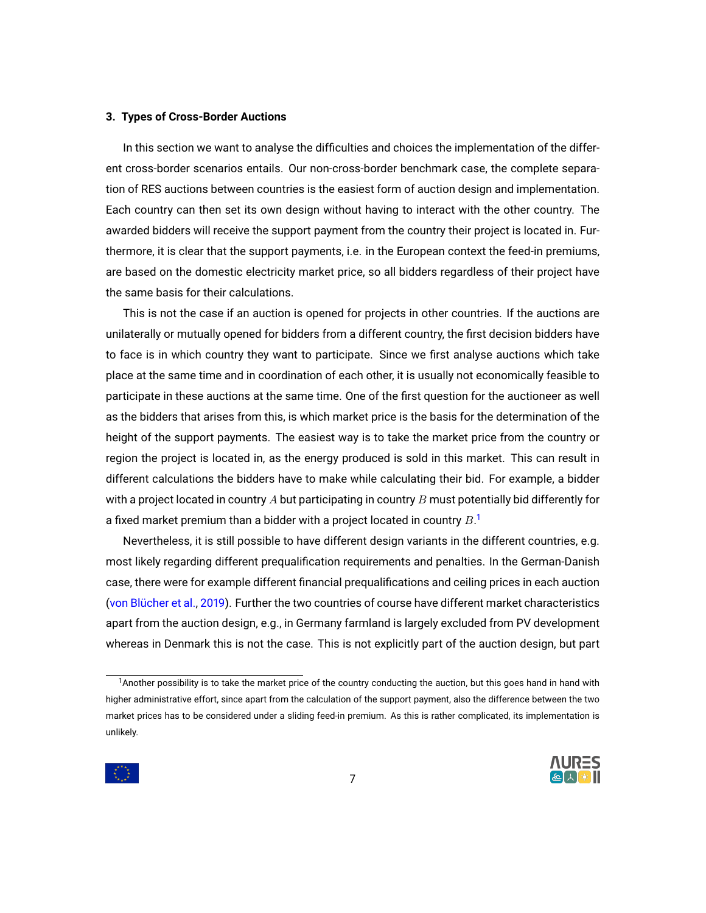## 3. Types of Cross-Border Auctions

In this section we want to analyse the difficulties and choices the implementation of the different cross-border scenarios entails. Our non-cross-border benchmark case, the complete separation of RES auctions between countries is the easiest form of auction design and implementation. Each country can then set its own design without having to interact with the other country. The awarded bidders will receive the support payment from the country their project is located in. Furthermore, it is clear that the support payments, i.e. in the European context the feed-in premiums, are based on the domestic electricity market price, so all bidders regardless of their project have the same basis for their calculations.

This is not the case if an auction is opened for projects in other countries. If the auctions are unilaterally or mutually opened for bidders from a different country, the first decision bidders have to face is in which country they want to participate. Since we first analyse auctions which take place at the same time and in coordination of each other, it is usually not economically feasible to participate in these auctions at the same time. One of the first question for the auctioneer as well as the bidders that arises from this, is which market price is the basis for the determination of the height of the support payments. The easiest way is to take the market price from the country or region the project is located in, as the energy produced is sold in this market. This can result in different calculations the bidders have to make while calculating their bid. For example, a bidder with a project located in country $A$ but participating in country $B$ must potentially bid differently for a fixed market premium than a bidder with a project located in country $B$.[1]

Nevertheless, it is still possible to have different design variants in the different countries, e.g. most likely regarding different prequalification requirements and penalties. In the German-Danish case, there were for example different financial prequalifications and ceiling prices in each auction (von Blücher et al., 2019). Further the two countries of course have different market characteristics apart from the auction design, e.g., in Germany farmland is largely excluded from PV development whereas in Denmark this is not the case. This is not explicitly part of the auction design, but part

[1] Another possibility is to take the market price of the country conducting the auction, but this goes hand in hand with higher administrative effort, since apart from the calculation of the support payment, also the difference between the two market prices has to be considered under a sliding feed-in premium. As this is rather complicated, its implementation is unlikely.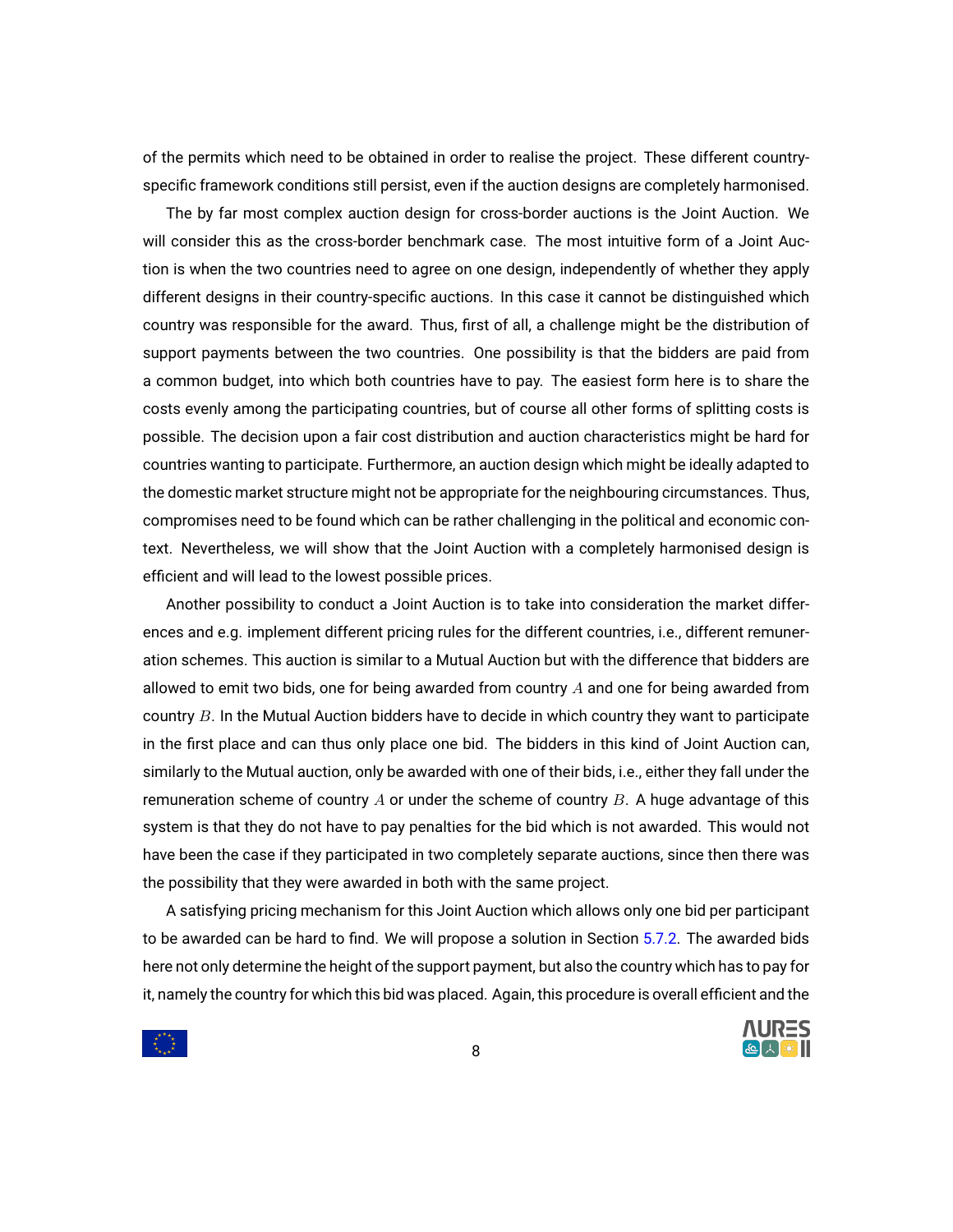of the permits which need to be obtained in order to realise the project. These different country-specific framework conditions still persist, even if the auction designs are completely harmonised.

The by far most complex auction design for cross-border auctions is the Joint Auction. We will consider this as the cross-border benchmark case. The most intuitive form of a Joint Auction is when the two countries need to agree on one design, independently of whether they apply different designs in their country-specific auctions. In this case it cannot be distinguished which country was responsible for the award. Thus, first of all, a challenge might be the distribution of support payments between the two countries. One possibility is that the bidders are paid from a common budget, into which both countries have to pay. The easiest form here is to share the costs evenly among the participating countries, but of course all other forms of splitting costs is possible. The decision upon a fair cost distribution and auction characteristics might be hard for countries wanting to participate. Furthermore, an auction design which might be ideally adapted to the domestic market structure might not be appropriate for the neighbouring circumstances. Thus, compromises need to be found which can be rather challenging in the political and economic context. Nevertheless, we will show that the Joint Auction with a completely harmonised design is efficient and will lead to the lowest possible prices.

Another possibility to conduct a Joint Auction is to take into consideration the market differences and e.g. implement different pricing rules for the different countries, i.e., different remuneration schemes. This auction is similar to a Mutual Auction but with the difference that bidders are allowed to emit two bids, one for being awarded from country $A$ and one for being awarded from country $B$. In the Mutual Auction bidders have to decide in which country they want to participate in the first place and can thus only place one bid. The bidders in this kind of Joint Auction can, similarly to the Mutual auction, only be awarded with one of their bids, i.e., either they fall under the remuneration scheme of country $A$ or under the scheme of country $B$. A huge advantage of this system is that they do not have to pay penalties for the bid which is not awarded. This would not have been the case if they participated in two completely separate auctions, since then there was the possibility that they were awarded in both with the same project.

A satisfying pricing mechanism for this Joint Auction which allows only one bid per participant to be awarded can be hard to find. We will propose a solution in Section 5.7.2. The awarded bids here not only determine the height of the support payment, but also the country which has to pay for it, namely the country for which this bid was placed. Again, this procedure is overall efficient and the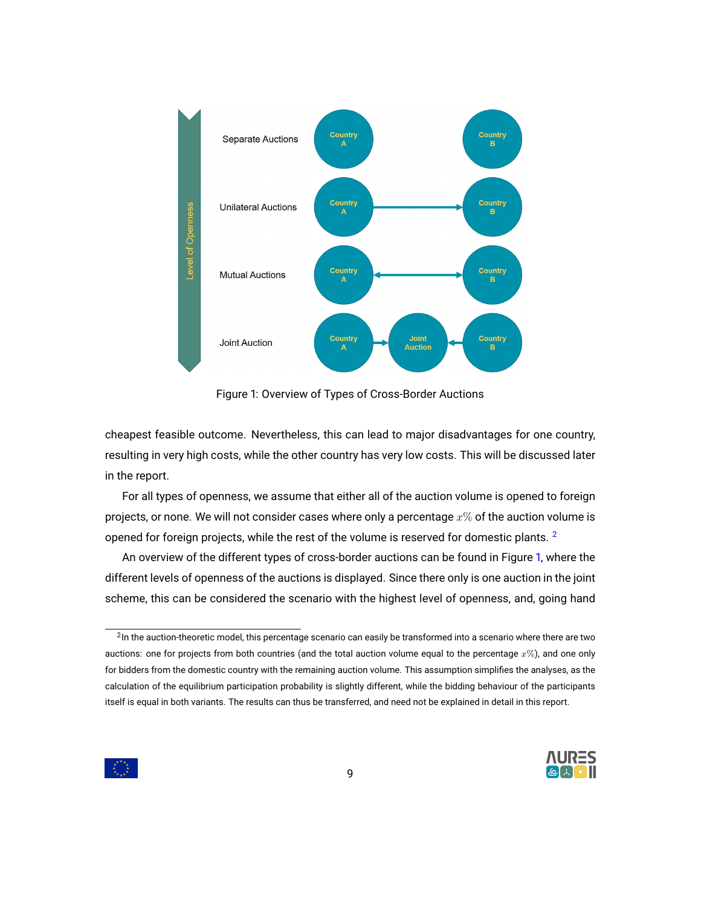Figure 1: Overview of Types of Cross-Border Auctions

cheapest feasible outcome. Nevertheless, this can lead to major disadvantages for one country, resulting in very high costs, while the other country has very low costs. This will be discussed later in the report.

For all types of openness, we assume that either all of the auction volume is opened to foreign projects, or none. We will not consider cases where only a percentage $x\%$ of the auction volume is opened for foreign projects, while the rest of the volume is reserved for domestic plants. [2]

An overview of the different types of cross-border auctions can be found in Figure 1, where the different levels of openness of the auctions is displayed. Since there only is one auction in the joint scheme, this can be considered the scenario with the highest level of openness, and, going hand

---

[2] In the auction-theoretic model, this percentage scenario can easily be transformed into a scenario where there are two auctions: one for projects from both countries (and the total auction volume equal to the percentage $x\%$), and one only for bidders from the domestic country with the remaining auction volume. This assumption simplifies the analyses, as the calculation of the equilibrium participation probability is slightly different, while the bidding behaviour of the participants itself is equal in both variants. The results can thus be transferred, and need not be explained in detail in this report.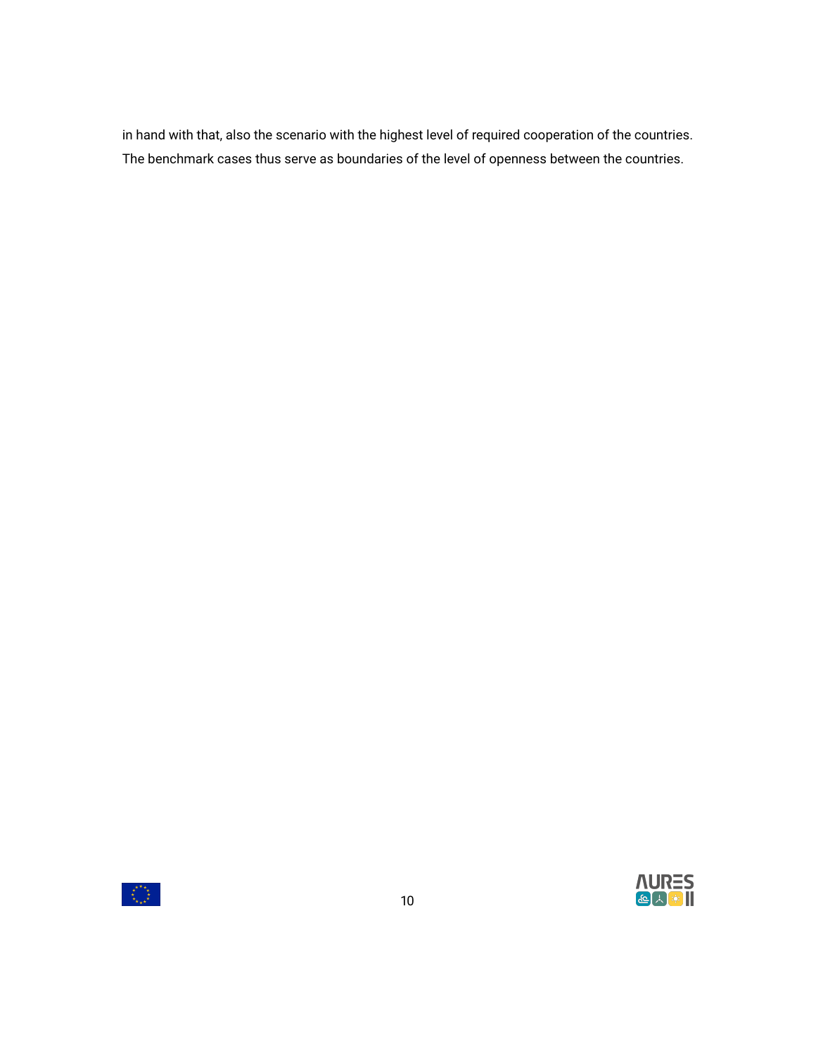in hand with that, also the scenario with the highest level of required cooperation of the countries. The benchmark cases thus serve as boundaries of the level of openness between the countries.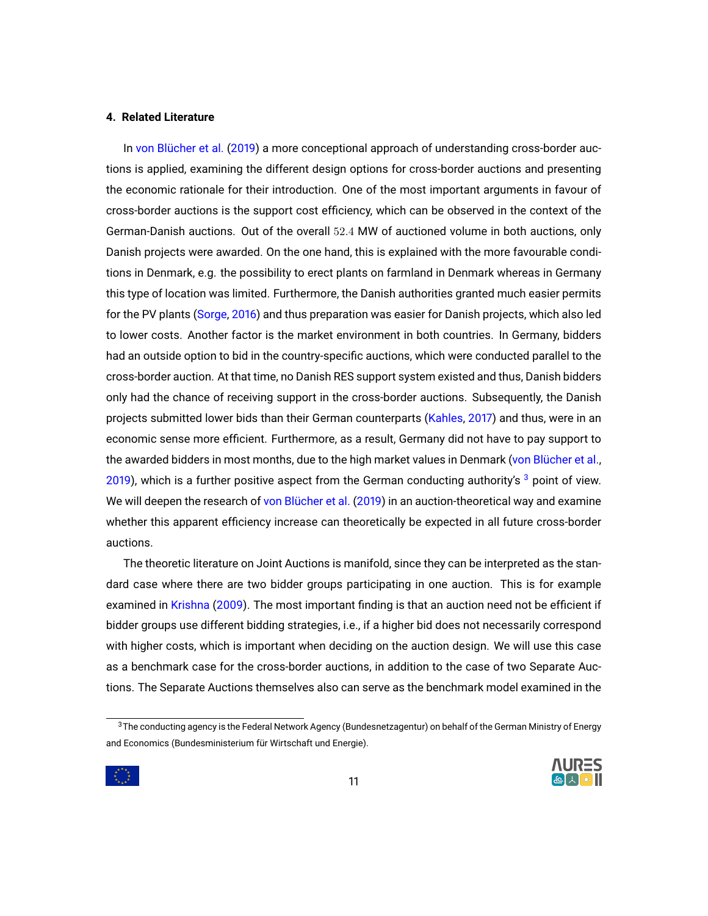## 4. Related Literature

In von Blücher et al. (2019) a more conceptional approach of understanding cross-border auctions is applied, examining the different design options for cross-border auctions and presenting the economic rationale for their introduction. One of the most important arguments in favour of cross-border auctions is the support cost efficiency, which can be observed in the context of the German-Danish auctions. Out of the overall $52.4$ MW of auctioned volume in both auctions, only Danish projects were awarded. On the one hand, this is explained with the more favourable conditions in Denmark, e.g. the possibility to erect plants on farmland in Denmark whereas in Germany this type of location was limited. Furthermore, the Danish authorities granted much easier permits for the PV plants (Sorge, 2016) and thus preparation was easier for Danish projects, which also led to lower costs. Another factor is the market environment in both countries. In Germany, bidders had an outside option to bid in the country-specific auctions, which were conducted parallel to the cross-border auction. At that time, no Danish RES support system existed and thus, Danish bidders only had the chance of receiving support in the cross-border auctions. Subsequently, the Danish projects submitted lower bids than their German counterparts (Kahles, 2017) and thus, were in an economic sense more efficient. Furthermore, as a result, Germany did not have to pay support to the awarded bidders in most months, due to the high market values in Denmark (von Blücher et al., 2019), which is a further positive aspect from the German conducting authority's [3] point of view. We will deepen the research of von Blücher et al. (2019) in an auction-theoretical way and examine whether this apparent efficiency increase can theoretically be expected in all future cross-border auctions.

The theoretic literature on Joint Auctions is manifold, since they can be interpreted as the standard case where there are two bidder groups participating in one auction. This is for example examined in Krishna (2009). The most important finding is that an auction need not be efficient if bidder groups use different bidding strategies, i.e., if a higher bid does not necessarily correspond with higher costs, which is important when deciding on the auction design. We will use this case as a benchmark case for the cross-border auctions, in addition to the case of two Separate Auctions. The Separate Auctions themselves also can serve as the benchmark model examined in the

[3] The conducting agency is the Federal Network Agency (Bundesnetzagentur) on behalf of the German Ministry of Energy and Economics (Bundesministerium für Wirtschaft und Energie).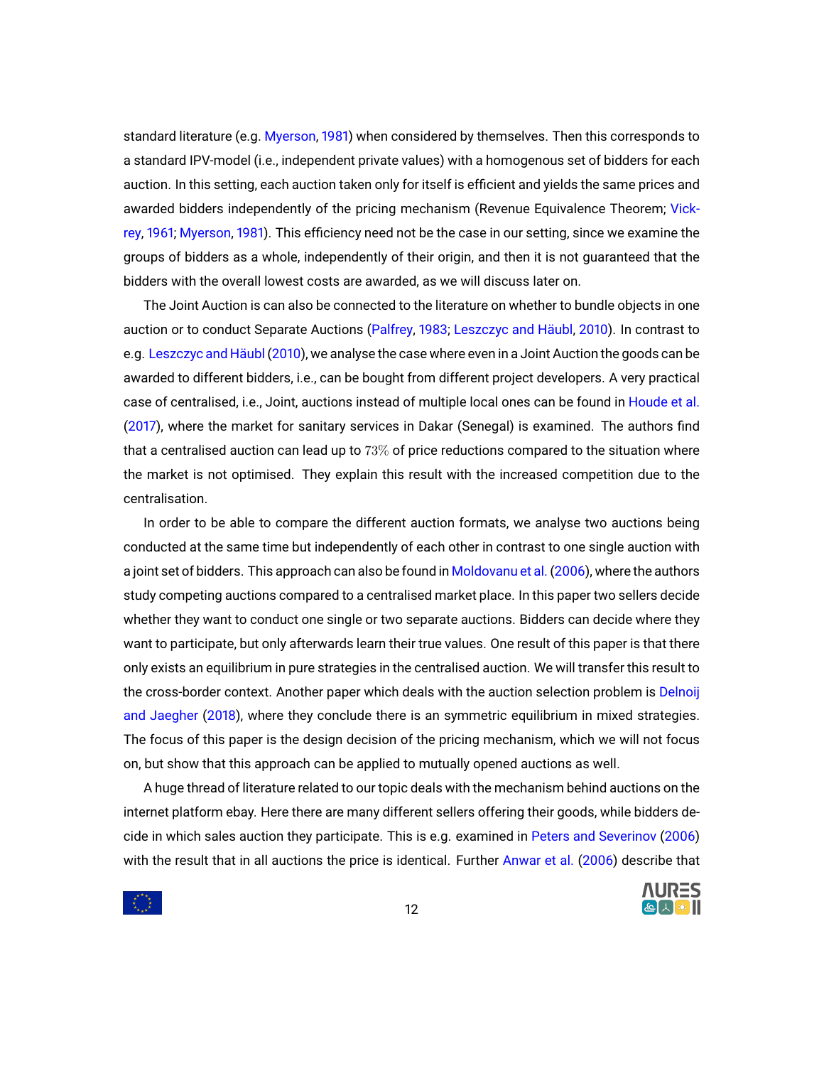standard literature (e.g. Myerson, 1981) when considered by themselves. Then this corresponds to a standard IPV-model (i.e., independent private values) with a homogenous set of bidders for each auction. In this setting, each auction taken only for itself is efficient and yields the same prices and awarded bidders independently of the pricing mechanism (Revenue Equivalence Theorem; Vickrey, 1961; Myerson, 1981). This efficiency need not be the case in our setting, since we examine the groups of bidders as a whole, independently of their origin, and then it is not guaranteed that the bidders with the overall lowest costs are awarded, as we will discuss later on.

The Joint Auction is can also be connected to the literature on whether to bundle objects in one auction or to conduct Separate Auctions (Palfrey, 1983; Leszczyc and Häubl, 2010). In contrast to e.g. Leszczyc and Häubl (2010), we analyse the case where even in a Joint Auction the goods can be awarded to different bidders, i.e., can be bought from different project developers. A very practical case of centralised, i.e., Joint, auctions instead of multiple local ones can be found in Houde et al. (2017), where the market for sanitary services in Dakar (Senegal) is examined. The authors find that a centralised auction can lead up to $73\%$ of price reductions compared to the situation where the market is not optimised. They explain this result with the increased competition due to the centralisation.

In order to be able to compare the different auction formats, we analyse two auctions being conducted at the same time but independently of each other in contrast to one single auction with a joint set of bidders. This approach can also be found in Moldovanu et al. (2006), where the authors study competing auctions compared to a centralised market place. In this paper two sellers decide whether they want to conduct one single or two separate auctions. Bidders can decide where they want to participate, but only afterwards learn their true values. One result of this paper is that there only exists an equilibrium in pure strategies in the centralised auction. We will transfer this result to the cross-border context. Another paper which deals with the auction selection problem is Delnoij and Jaegher (2018), where they conclude there is an symmetric equilibrium in mixed strategies. The focus of this paper is the design decision of the pricing mechanism, which we will not focus on, but show that this approach can be applied to mutually opened auctions as well.

A huge thread of literature related to our topic deals with the mechanism behind auctions on the internet platform ebay. Here there are many different sellers offering their goods, while bidders decide in which sales auction they participate. This is e.g. examined in Peters and Severinov (2006) with the result that in all auctions the price is identical. Further Anwar et al. (2006) describe that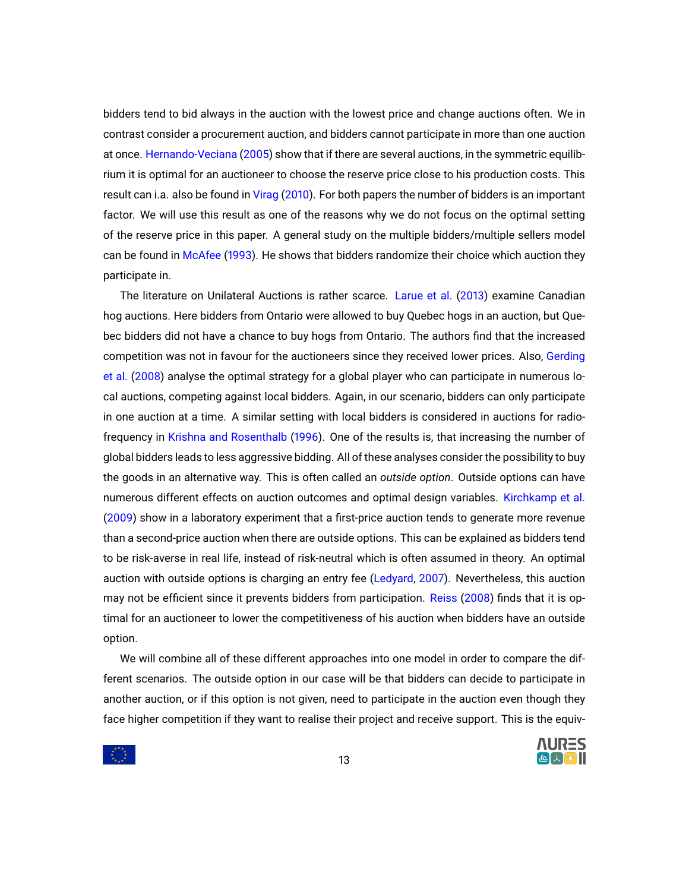bidders tend to bid always in the auction with the lowest price and change auctions often. We in contrast consider a procurement auction, and bidders cannot participate in more than one auction at once. Hernando-Veciana (2005) show that if there are several auctions, in the symmetric equilibrium it is optimal for an auctioneer to choose the reserve price close to his production costs. This result can i.a. also be found in Virag (2010). For both papers the number of bidders is an important factor. We will use this result as one of the reasons why we do not focus on the optimal setting of the reserve price in this paper. A general study on the multiple bidders/multiple sellers model can be found in McAfee (1993). He shows that bidders randomize their choice which auction they participate in.

The literature on Unilateral Auctions is rather scarce. Larue et al. (2013) examine Canadian hog auctions. Here bidders from Ontario were allowed to buy Quebec hogs in an auction, but Quebec bidders did not have a chance to buy hogs from Ontario. The authors find that the increased competition was not in favour for the auctioneers since they received lower prices. Also, Gerding et al. (2008) analyse the optimal strategy for a global player who can participate in numerous local auctions, competing against local bidders. Again, in our scenario, bidders can only participate in one auction at a time. A similar setting with local bidders is considered in auctions for radio-frequency in Krishna and Rosenthalb (1996). One of the results is, that increasing the number of global bidders leads to less aggressive bidding. All of these analyses consider the possibility to buy the goods in an alternative way. This is often called an *outside option*. Outside options can have numerous different effects on auction outcomes and optimal design variables. Kirchkamp et al. (2009) show in a laboratory experiment that a first-price auction tends to generate more revenue than a second-price auction when there are outside options. This can be explained as bidders tend to be risk-averse in real life, instead of risk-neutral which is often assumed in theory. An optimal auction with outside options is charging an entry fee (Ledyard, 2007). Nevertheless, this auction may not be efficient since it prevents bidders from participation. Reiss (2008) finds that it is optimal for an auctioneer to lower the competitiveness of his auction when bidders have an outside option.

We will combine all of these different approaches into one model in order to compare the different scenarios. The outside option in our case will be that bidders can decide to participate in another auction, or if this option is not given, need to participate in the auction even though they face higher competition if they want to realise their project and receive support. This is the equiv-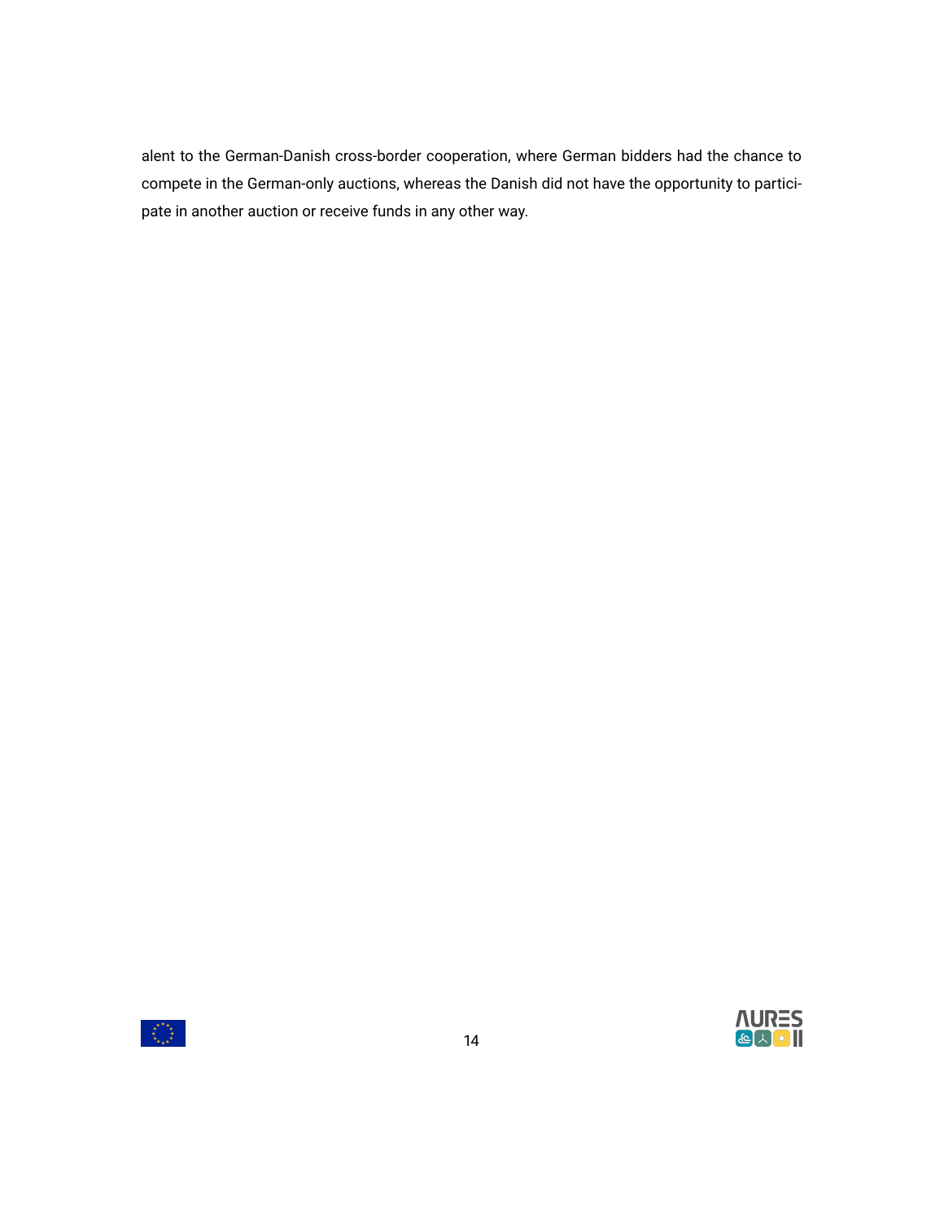alent to the German-Danish cross-border cooperation, where German bidders had the chance to compete in the German-only auctions, whereas the Danish did not have the opportunity to participate in another auction or receive funds in any other way.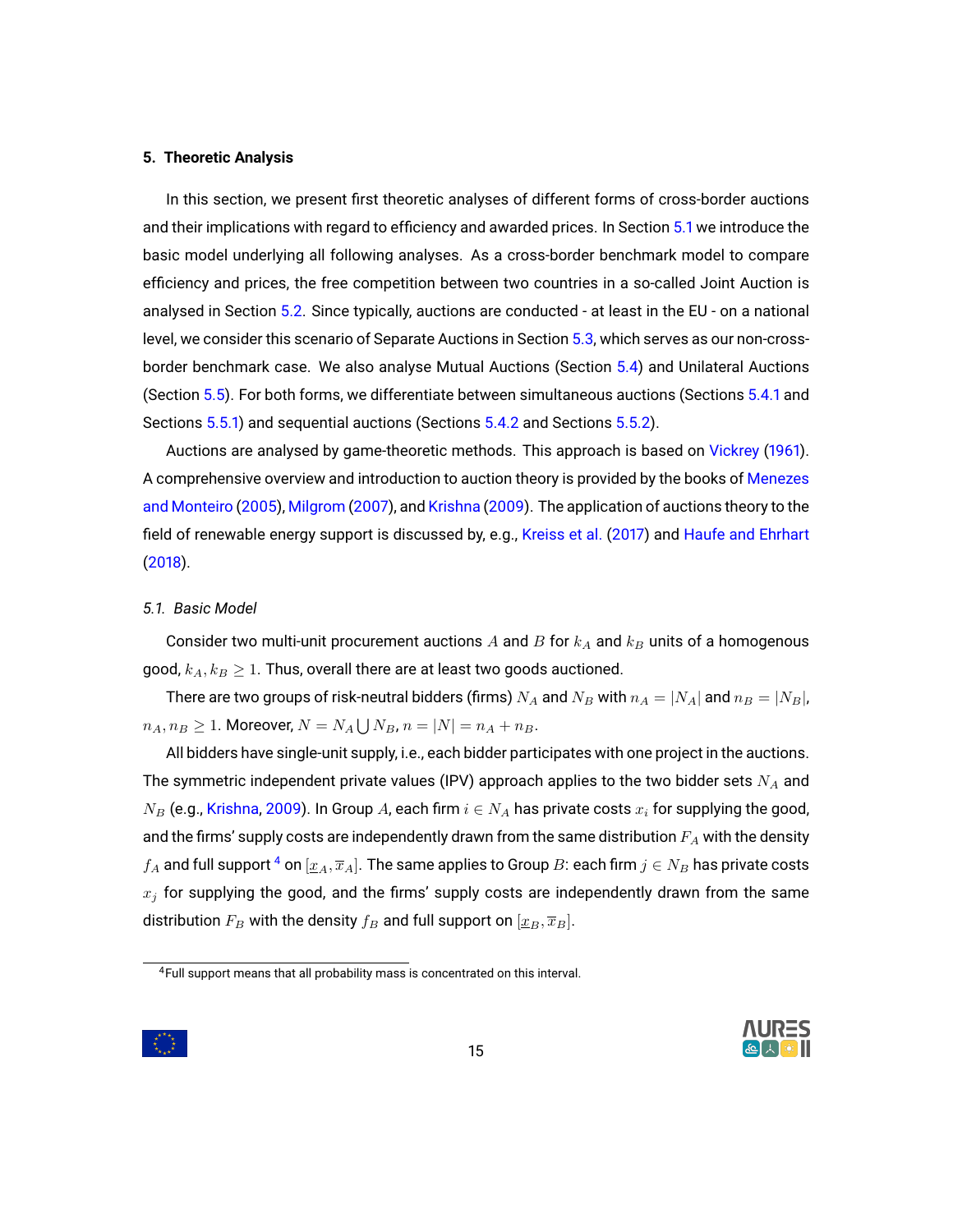## 5. Theoretic Analysis

In this section, we present first theoretic analyses of different forms of cross-border auctions and their implications with regard to efficiency and awarded prices. In Section 5.1 we introduce the basic model underlying all following analyses. As a cross-border benchmark model to compare efficiency and prices, the free competition between two countries in a so-called Joint Auction is analysed in Section 5.2. Since typically, auctions are conducted - at least in the EU - on a national level, we consider this scenario of Separate Auctions in Section 5.3, which serves as our non-cross-border benchmark case. We also analyse Mutual Auctions (Section 5.4) and Unilateral Auctions (Section 5.5). For both forms, we differentiate between simultaneous auctions (Sections 5.4.1 and Sections 5.5.1) and sequential auctions (Sections 5.4.2 and Sections 5.5.2).

Auctions are analysed by game-theoretic methods. This approach is based on Vickrey (1961). A comprehensive overview and introduction to auction theory is provided by the books of Menezes and Monteiro (2005), Milgrom (2007), and Krishna (2009). The application of auctions theory to the field of renewable energy support is discussed by, e.g., Kreiss et al. (2017) and Haufe and Ehrhart (2018).

### *5.1. Basic Model*

Consider two multi-unit procurement auctions $A$ and $B$ for $k_A$ and $k_B$ units of a homogenous good, $k_A, k_B \geq 1$. Thus, overall there are at least two goods auctioned.

There are two groups of risk-neutral bidders (firms) $N_A$ and $N_B$ with $n_A = |N_A|$ and $n_B = |N_B|$, $n_A, n_B \geq 1$. Moreover, $N = N_A \bigcup N_B$, $n = |N| = n_A + n_B$.

All bidders have single-unit supply, i.e., each bidder participates with one project in the auctions. The symmetric independent private values (IPV) approach applies to the two bidder sets $N_A$ and $N_B$ (e.g., Krishna, 2009). In Group $A$, each firm $i \in N_A$ has private costs $x_i$ for supplying the good, and the firms' supply costs are independently drawn from the same distribution $F_A$ with the density $f_A$ and full support [4] on $[\underline{x}_A, \overline{x}_A]$. The same applies to Group $B$: each firm $j \in N_B$ has private costs $x_j$ for supplying the good, and the firms' supply costs are independently drawn from the same distribution $F_B$ with the density $f_B$ and full support on $[\underline{x}_B, \overline{x}_B]$.

[4] Full support means that all probability mass is concentrated on this interval.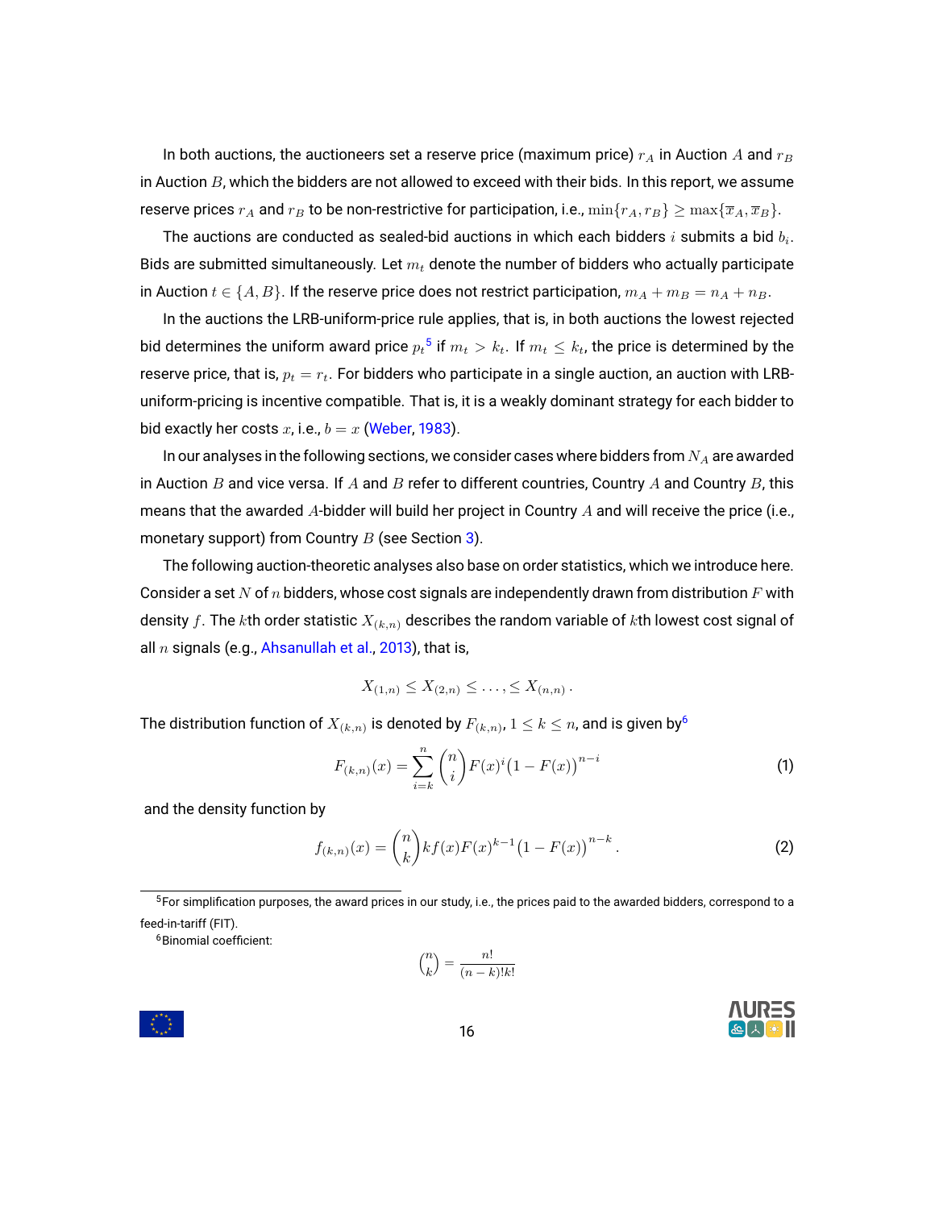In both auctions, the auctioneers set a reserve price (maximum price) $r_A$ in Auction $A$ and $r_B$ in Auction $B$, which the bidders are not allowed to exceed with their bids. In this report, we assume reserve prices $r_A$ and $r_B$ to be non-restrictive for participation, i.e., $\min\{r_A, r_B\} \geq \max\{\overline{x}_A, \overline{x}_B\}$.

The auctions are conducted as sealed-bid auctions in which each bidders $i$ submits a bid $b_i$. Bids are submitted simultaneously. Let $m_t$ denote the number of bidders who actually participate in Auction $t \in \{A, B\}$. If the reserve price does not restrict participation, $m_A + m_B = n_A + n_B$.

In the auctions the LRB-uniform-price rule applies, that is, in both auctions the lowest rejected bid determines the uniform award price $p_t$[5] if $m_t > k_t$. If $m_t \leq k_t$, the price is determined by the reserve price, that is, $p_t = r_t$. For bidders who participate in a single auction, an auction with LRB-uniform-pricing is incentive compatible. That is, it is a weakly dominant strategy for each bidder to bid exactly her costs $x$, i.e., $b = x$ (Weber, 1983).

In our analyses in the following sections, we consider cases where bidders from $N_A$ are awarded in Auction $B$ and vice versa. If $A$ and $B$ refer to different countries, Country $A$ and Country $B$, this means that the awarded $A$-bidder will build her project in Country $A$ and will receive the price (i.e., monetary support) from Country $B$ (see Section 3).

The following auction-theoretic analyses also base on order statistics, which we introduce here. Consider a set $N$ of $n$ bidders, whose cost signals are independently drawn from distribution $F$ with density $f$. The $k$th order statistic $X_{(k,n)}$ describes the random variable of $k$th lowest cost signal of all $n$ signals (e.g., Ahsanullah et al., 2013), that is,

$$X_{(1,n)} \leq X_{(2,n)} \leq \ldots, \leq X_{(n,n)} \, .$$

The distribution function of $X_{(k,n)}$ is denoted by $F_{(k,n)}$, $1 \leq k \leq n$, and is given by[6]

$$F_{(k,n)}(x) = \sum_{i=k}^{n} \binom{n}{i} F(x)^i \big(1 - F(x)\big)^{n-i} \tag{1}$$

and the density function by

$$f_{(k,n)}(x) = \binom{n}{k} k f(x) F(x)^{k-1} \big(1 - F(x)\big)^{n-k} \, . \tag{2}$$

---

[5] For simplification purposes, the award prices in our study, i.e., the prices paid to the awarded bidders, correspond to a feed-in-tariff (FIT).

[6] Binomial coefficient:

$$\binom{n}{k} = \frac{n!}{(n-k)!k!}$$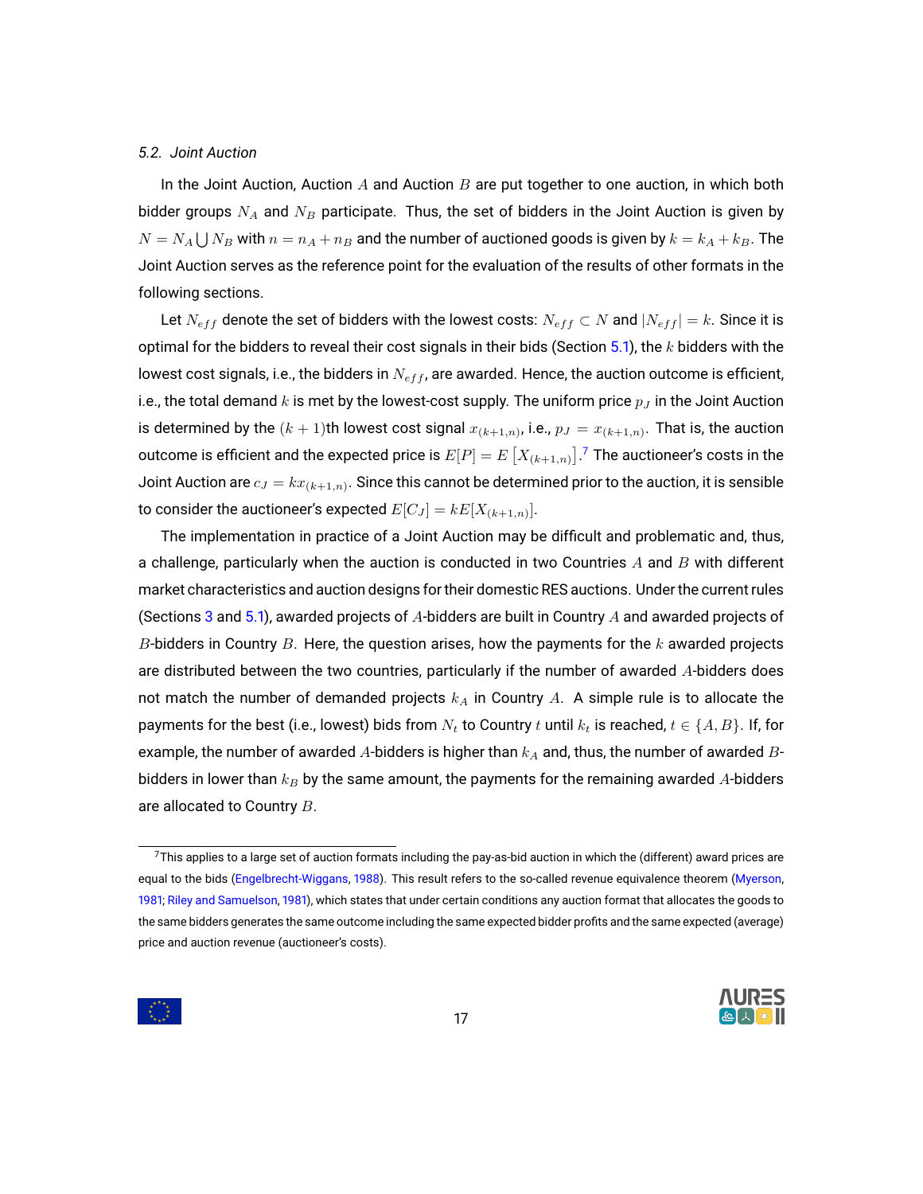### 5.2. Joint Auction

In the Joint Auction, Auction $A$ and Auction $B$ are put together to one auction, in which both bidder groups $N_A$ and $N_B$ participate. Thus, the set of bidders in the Joint Auction is given by $N = N_A \bigcup N_B$ with $n = n_A + n_B$ and the number of auctioned goods is given by $k = k_A + k_B$. The Joint Auction serves as the reference point for the evaluation of the results of other formats in the following sections.

Let $N_{eff}$ denote the set of bidders with the lowest costs: $N_{eff} \subset N$ and $|N_{eff}| = k$. Since it is optimal for the bidders to reveal their cost signals in their bids (Section 5.1), the $k$ bidders with the lowest cost signals, i.e., the bidders in $N_{eff}$, are awarded. Hence, the auction outcome is efficient, i.e., the total demand $k$ is met by the lowest-cost supply. The uniform price $p_J$ in the Joint Auction is determined by the $(k+1)$th lowest cost signal $x_{(k+1,n)}$, i.e., $p_J = x_{(k+1,n)}$. That is, the auction outcome is efficient and the expected price is $E[P] = E\left[X_{(k+1,n)}\right]$.[7] The auctioneer's costs in the Joint Auction are $c_J = kx_{(k+1,n)}$. Since this cannot be determined prior to the auction, it is sensible to consider the auctioneer's expected $E[C_J] = kE[X_{(k+1,n)}]$.

The implementation in practice of a Joint Auction may be difficult and problematic and, thus, a challenge, particularly when the auction is conducted in two Countries $A$ and $B$ with different market characteristics and auction designs for their domestic RES auctions. Under the current rules (Sections 3 and 5.1), awarded projects of $A$-bidders are built in Country $A$ and awarded projects of $B$-bidders in Country $B$. Here, the question arises, how the payments for the $k$ awarded projects are distributed between the two countries, particularly if the number of awarded $A$-bidders does not match the number of demanded projects $k_A$ in Country $A$. A simple rule is to allocate the payments for the best (i.e., lowest) bids from $N_t$ to Country $t$ until $k_t$ is reached, $t \in \{A, B\}$. If, for example, the number of awarded $A$-bidders is higher than $k_A$ and, thus, the number of awarded $B$-bidders in lower than $k_B$ by the same amount, the payments for the remaining awarded $A$-bidders are allocated to Country $B$.

[7] This applies to a large set of auction formats including the pay-as-bid auction in which the (different) award prices are equal to the bids (Engelbrecht-Wiggans, 1988). This result refers to the so-called revenue equivalence theorem (Myerson, 1981; Riley and Samuelson, 1981), which states that under certain conditions any auction format that allocates the goods to the same bidders generates the same outcome including the same expected bidder profits and the same expected (average) price and auction revenue (auctioneer's costs).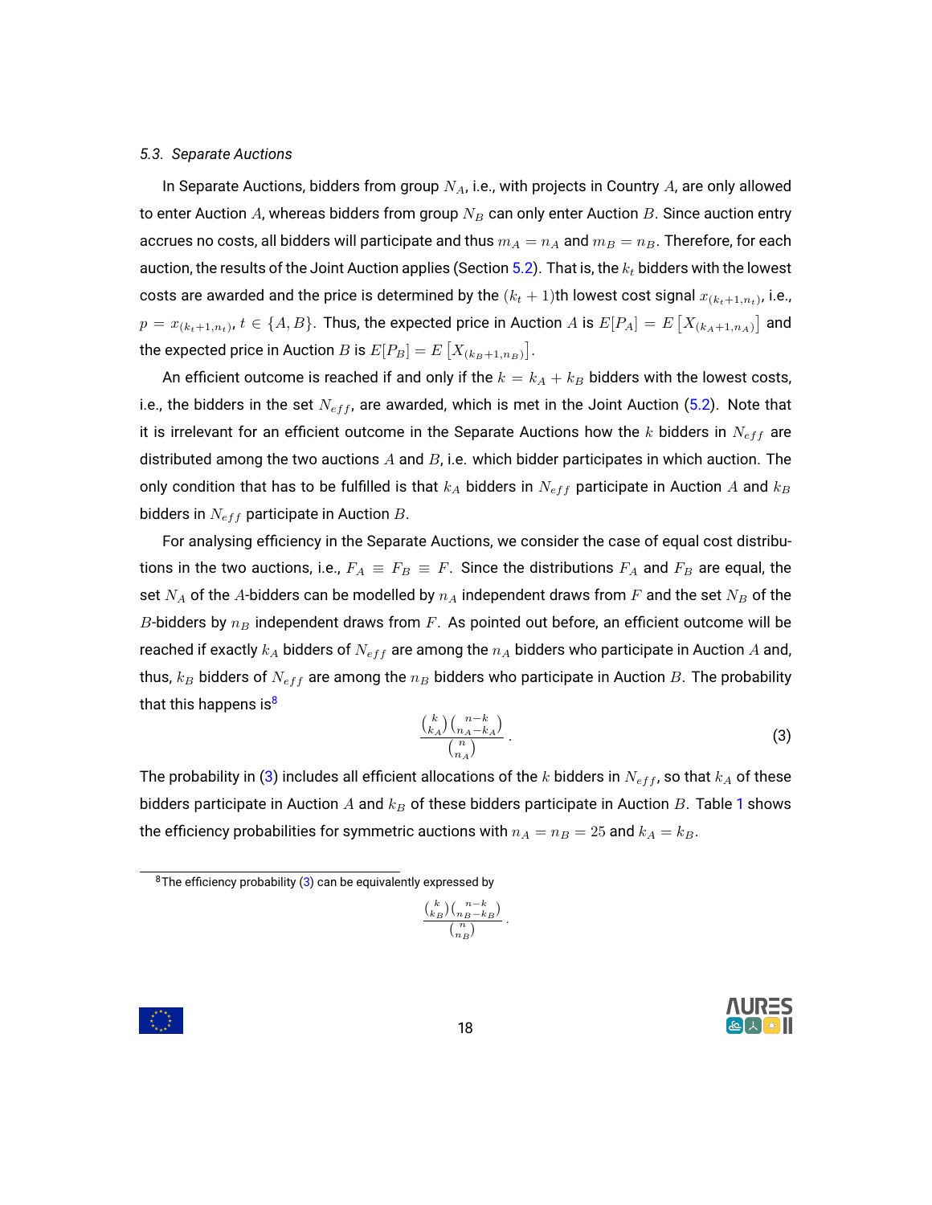### 5.3. *Separate Auctions*

In Separate Auctions, bidders from group $N_A$, i.e., with projects in Country $A$, are only allowed to enter Auction $A$, whereas bidders from group $N_B$ can only enter Auction $B$. Since auction entry accrues no costs, all bidders will participate and thus $m_A = n_A$ and $m_B = n_B$. Therefore, for each auction, the results of the Joint Auction applies (Section 5.2). That is, the $k_t$ bidders with the lowest costs are awarded and the price is determined by the $(k_t+1)$th lowest cost signal $x_{(k_t+1,n_t)}$, i.e., $p = x_{(k_t+1,n_t)}$, $t \in \{A, B\}$. Thus, the expected price in Auction $A$ is $E[P_A] = E\left[X_{(k_A+1,n_A)}\right]$ and the expected price in Auction $B$ is $E[P_B] = E\left[X_{(k_B+1,n_B)}\right]$.

An efficient outcome is reached if and only if the $k = k_A + k_B$ bidders with the lowest costs, i.e., the bidders in the set $N_{eff}$, are awarded, which is met in the Joint Auction (5.2). Note that it is irrelevant for an efficient outcome in the Separate Auctions how the $k$ bidders in $N_{eff}$ are distributed among the two auctions $A$ and $B$, i.e. which bidder participates in which auction. The only condition that has to be fulfilled is that $k_A$ bidders in $N_{eff}$ participate in Auction $A$ and $k_B$ bidders in $N_{eff}$ participate in Auction $B$.

For analysing efficiency in the Separate Auctions, we consider the case of equal cost distributions in the two auctions, i.e., $F_A \equiv F_B \equiv F$. Since the distributions $F_A$ and $F_B$ are equal, the set $N_A$ of the $A$-bidders can be modelled by $n_A$ independent draws from $F$ and the set $N_B$ of the $B$-bidders by $n_B$ independent draws from $F$. As pointed out before, an efficient outcome will be reached if exactly $k_A$ bidders of $N_{eff}$ are among the $n_A$ bidders who participate in Auction $A$ and, thus, $k_B$ bidders of $N_{eff}$ are among the $n_B$ bidders who participate in Auction $B$. The probability that this happens is[8]

$$\frac{\binom{k}{k_A}\binom{n-k}{n_A-k_A}}{\binom{n}{n_A}}. \tag{3}$$

The probability in (3) includes all efficient allocations of the $k$ bidders in $N_{eff}$, so that $k_A$ of these bidders participate in Auction $A$ and $k_B$ of these bidders participate in Auction $B$. Table 1 shows the efficiency probabilities for symmetric auctions with $n_A = n_B = 25$ and $k_A = k_B$.

---

[8] The efficiency probability (3) can be equivalently expressed by

$$\frac{\binom{k}{k_B}\binom{n-k}{n_B-k_B}}{\binom{n}{n_B}}.$$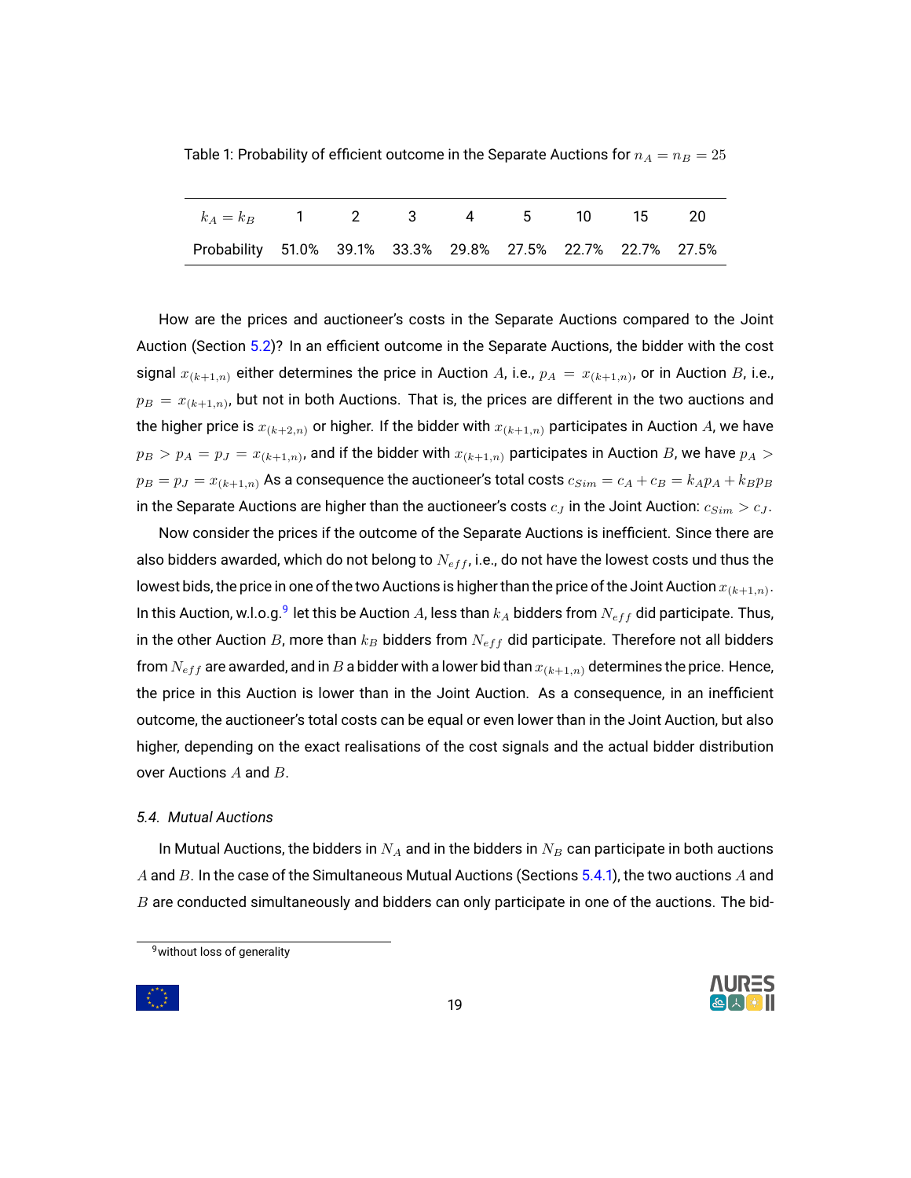Table 1: Probability of efficient outcome in the Separate Auctions for $n_A = n_B = 25$

| $k_A = k_B$ | 1 | 2 | 3 | 4 | 5 | 10 | 15 | 20 |
|---|---|---|---|---|---|---|---|---|
| Probability | 51.0% | 39.1% | 33.3% | 29.8% | 27.5% | 22.7% | 22.7% | 27.5% |

How are the prices and auctioneer's costs in the Separate Auctions compared to the Joint Auction (Section 5.2)? In an efficient outcome in the Separate Auctions, the bidder with the cost signal $x_{(k+1,n)}$ either determines the price in Auction $A$, i.e., $p_A = x_{(k+1,n)}$, or in Auction $B$, i.e., $p_B = x_{(k+1,n)}$, but not in both Auctions. That is, the prices are different in the two auctions and the higher price is $x_{(k+2,n)}$ or higher. If the bidder with $x_{(k+1,n)}$ participates in Auction $A$, we have $p_B > p_A = p_J = x_{(k+1,n)}$, and if the bidder with $x_{(k+1,n)}$ participates in Auction $B$, we have $p_A > p_B = p_J = x_{(k+1,n)}$ As a consequence the auctioneer's total costs $c_{Sim} = c_A + c_B = k_A p_A + k_B p_B$ in the Separate Auctions are higher than the auctioneer's costs $c_J$ in the Joint Auction: $c_{Sim} > c_J$.

Now consider the prices if the outcome of the Separate Auctions is inefficient. Since there are also bidders awarded, which do not belong to $N_{eff}$, i.e., do not have the lowest costs und thus the lowest bids, the price in one of the two Auctions is higher than the price of the Joint Auction $x_{(k+1,n)}$. In this Auction, w.l.o.g.[9] let this be Auction $A$, less than $k_A$ bidders from $N_{eff}$ did participate. Thus, in the other Auction $B$, more than $k_B$ bidders from $N_{eff}$ did participate. Therefore not all bidders from $N_{eff}$ are awarded, and in $B$ a bidder with a lower bid than $x_{(k+1,n)}$ determines the price. Hence, the price in this Auction is lower than in the Joint Auction. As a consequence, in an inefficient outcome, the auctioneer's total costs can be equal or even lower than in the Joint Auction, but also higher, depending on the exact realisations of the cost signals and the actual bidder distribution over Auctions $A$ and $B$.

### *5.4. Mutual Auctions*

In Mutual Auctions, the bidders in $N_A$ and in the bidders in $N_B$ can participate in both auctions $A$ and $B$. In the case of the Simultaneous Mutual Auctions (Sections 5.4.1), the two auctions $A$ and $B$ are conducted simultaneously and bidders can only participate in one of the auctions. The bid-

[9] without loss of generality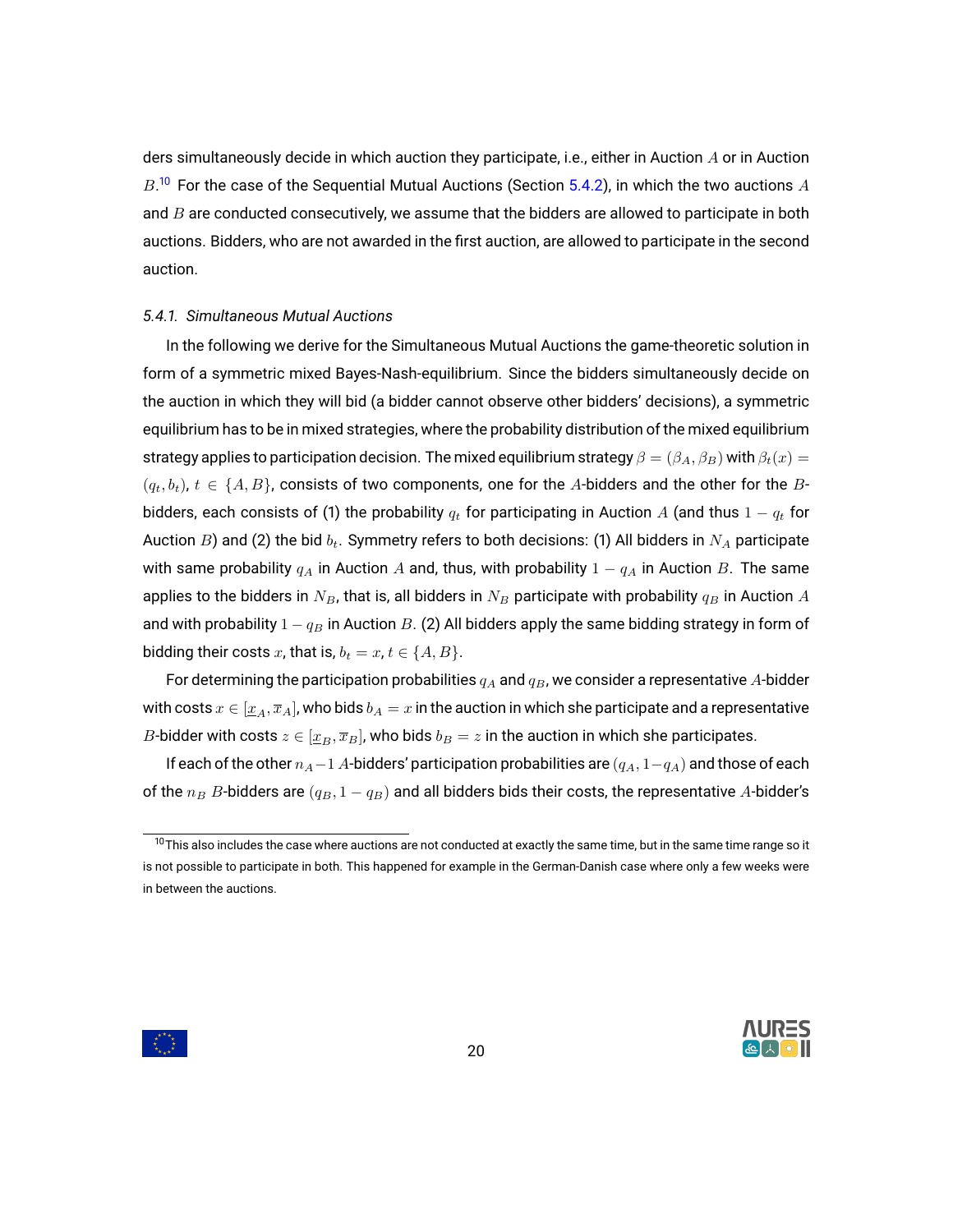ders simultaneously decide in which auction they participate, i.e., either in Auction $A$ or in Auction $B$.[10] For the case of the Sequential Mutual Auctions (Section 5.4.2), in which the two auctions $A$ and $B$ are conducted consecutively, we assume that the bidders are allowed to participate in both auctions. Bidders, who are not awarded in the first auction, are allowed to participate in the second auction.

### 5.4.1. *Simultaneous Mutual Auctions*

In the following we derive for the Simultaneous Mutual Auctions the game-theoretic solution in form of a symmetric mixed Bayes-Nash-equilibrium. Since the bidders simultaneously decide on the auction in which they will bid (a bidder cannot observe other bidders' decisions), a symmetric equilibrium has to be in mixed strategies, where the probability distribution of the mixed equilibrium strategy applies to participation decision. The mixed equilibrium strategy $\beta = (\beta_A, \beta_B)$ with $\beta_t(x) = (q_t, b_t)$, $t \in \{A, B\}$, consists of two components, one for the $A$-bidders and the other for the $B$-bidders, each consists of (1) the probability $q_t$ for participating in Auction $A$ (and thus $1 - q_t$ for Auction $B$) and (2) the bid $b_t$. Symmetry refers to both decisions: (1) All bidders in $N_A$ participate with same probability $q_A$ in Auction $A$ and, thus, with probability $1 - q_A$ in Auction $B$. The same applies to the bidders in $N_B$, that is, all bidders in $N_B$ participate with probability $q_B$ in Auction $A$ and with probability $1 - q_B$ in Auction $B$. (2) All bidders apply the same bidding strategy in form of bidding their costs $x$, that is, $b_t = x$, $t \in \{A, B\}$.

For determining the participation probabilities $q_A$ and $q_B$, we consider a representative $A$-bidder with costs $x \in [\underline{x}_A, \overline{x}_A]$, who bids $b_A = x$ in the auction in which she participate and a representative $B$-bidder with costs $z \in [\underline{x}_B, \overline{x}_B]$, who bids $b_B = z$ in the auction in which she participates.

If each of the other $n_A - 1$ $A$-bidders' participation probabilities are $(q_A, 1 - q_A)$ and those of each of the $n_B$ $B$-bidders are $(q_B, 1 - q_B)$ and all bidders bids their costs, the representative $A$-bidder's

[10] This also includes the case where auctions are not conducted at exactly the same time, but in the same time range so it is not possible to participate in both. This happened for example in the German-Danish case where only a few weeks were in between the auctions.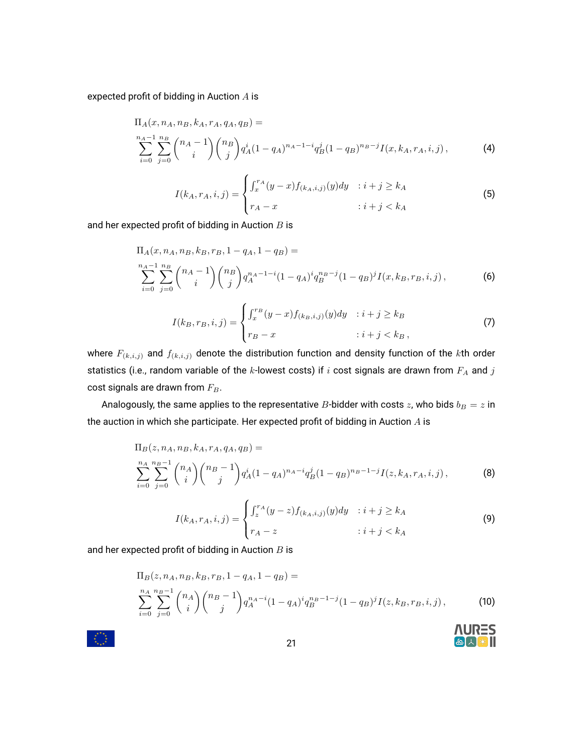expected profit of bidding in Auction $A$ is

$$\Pi_A(x, n_A, n_B, k_A, r_A, q_A, q_B) =$$
$$\sum_{i=0}^{n_A-1} \sum_{j=0}^{n_B} \binom{n_A-1}{i} \binom{n_B}{j} q_A^i (1-q_A)^{n_A-1-i} q_B^j (1-q_B)^{n_B-j} I(x, k_A, r_A, i, j)\,, \tag{4}$$

$$I(k_A, r_A, i, j) = \begin{cases} \int_x^{r_A} (y-x) f_{(k_A,i,j)}(y) dy & : i+j \geq k_A \\ r_A - x & : i+j < k_A \end{cases} \tag{5}$$

and her expected profit of bidding in Auction $B$ is

$$\Pi_A(x, n_A, n_B, k_B, r_B, 1-q_A, 1-q_B) =$$
$$\sum_{i=0}^{n_A-1} \sum_{j=0}^{n_B} \binom{n_A-1}{i} \binom{n_B}{j} q_A^{n_A-1-i} (1-q_A)^i q_B^{n_B-j} (1-q_B)^j I(x, k_B, r_B, i, j)\,, \tag{6}$$

$$I(k_B, r_B, i, j) = \begin{cases} \int_x^{r_B} (y-x) f_{(k_B,i,j)}(y) dy & : i+j \geq k_B \\ r_B - x & : i+j < k_B\,, \end{cases} \tag{7}$$

where $F_{(k,i,j)}$ and $f_{(k,i,j)}$ denote the distribution function and density function of the $k$th order statistics (i.e., random variable of the $k$-lowest costs) if $i$ cost signals are drawn from $F_A$ and $j$ cost signals are drawn from $F_B$.

Analogously, the same applies to the representative $B$-bidder with costs $z$, who bids $b_B = z$ in the auction in which she participate. Her expected profit of bidding in Auction $A$ is

$$\Pi_B(z, n_A, n_B, k_A, r_A, q_A, q_B) =$$
$$\sum_{i=0}^{n_A} \sum_{j=0}^{n_B-1} \binom{n_A}{i} \binom{n_B-1}{j} q_A^i (1-q_A)^{n_A-i} q_B^j (1-q_B)^{n_B-1-j} I(z, k_A, r_A, i, j)\,, \tag{8}$$

$$I(k_A, r_A, i, j) = \begin{cases} \int_z^{r_A} (y-z) f_{(k_A,i,j)}(y) dy & : i+j \geq k_A \\ r_A - z & : i+j < k_A \end{cases} \tag{9}$$

and her expected profit of bidding in Auction $B$ is

$$\Pi_B(z, n_A, n_B, k_B, r_B, 1-q_A, 1-q_B) =$$
$$\sum_{i=0}^{n_A} \sum_{j=0}^{n_B-1} \binom{n_A}{i} \binom{n_B-1}{j} q_A^{n_A-i} (1-q_A)^i q_B^{n_B-1-j} (1-q_B)^j I(z, k_B, r_B, i, j)\,, \tag{10}$$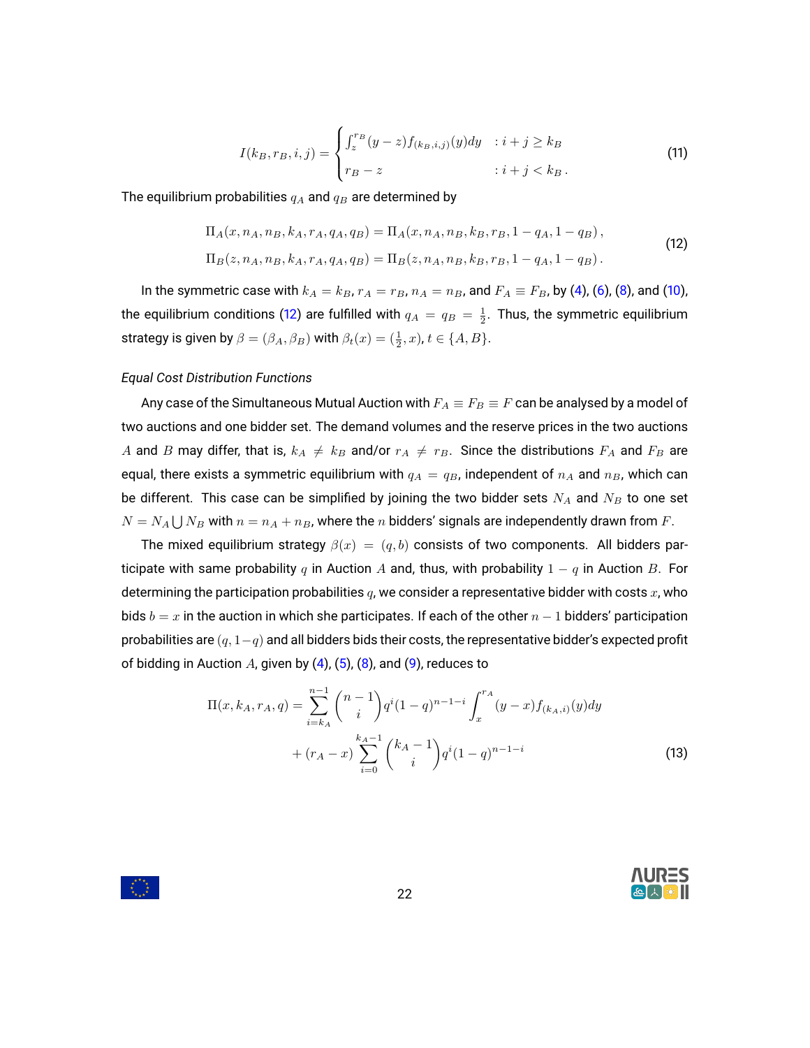$$
I(k_B, r_B, i, j) = \begin{cases} \int_z^{r_B} (y - z) f_{(k_B,i,j)}(y) dy & : i + j \geq k_B \\ r_B - z & : i + j < k_B \, . \end{cases} \tag{11}
$$

The equilibrium probabilities $q_A$ and $q_B$ are determined by

$$
\begin{aligned}
\Pi_A(x, n_A, n_B, k_A, r_A, q_A, q_B) &= \Pi_A(x, n_A, n_B, k_B, r_B, 1 - q_A, 1 - q_B) \, , \\
\Pi_B(z, n_A, n_B, k_A, r_A, q_A, q_B) &= \Pi_B(z, n_A, n_B, k_B, r_B, 1 - q_A, 1 - q_B) \, .
\end{aligned} \tag{12}
$$

In the symmetric case with $k_A = k_B$, $r_A = r_B$, $n_A = n_B$, and $F_A \equiv F_B$, by (4), (6), (8), and (10), the equilibrium conditions (12) are fulfilled with $q_A = q_B = \frac{1}{2}$. Thus, the symmetric equilibrium strategy is given by $\beta = (\beta_A, \beta_B)$ with $\beta_t(x) = (\frac{1}{2}, x)$, $t \in \{A, B\}$.

*Equal Cost Distribution Functions*

Any case of the Simultaneous Mutual Auction with $F_A \equiv F_B \equiv F$ can be analysed by a model of two auctions and one bidder set. The demand volumes and the reserve prices in the two auctions $A$ and $B$ may differ, that is, $k_A \neq k_B$ and/or $r_A \neq r_B$. Since the distributions $F_A$ and $F_B$ are equal, there exists a symmetric equilibrium with $q_A = q_B$, independent of $n_A$ and $n_B$, which can be different. This case can be simplified by joining the two bidder sets $N_A$ and $N_B$ to one set $N = N_A \bigcup N_B$ with $n = n_A + n_B$, where the $n$ bidders' signals are independently drawn from $F$.

The mixed equilibrium strategy $\beta(x) = (q, b)$ consists of two components. All bidders participate with same probability $q$ in Auction $A$ and, thus, with probability $1 - q$ in Auction $B$. For determining the participation probabilities $q$, we consider a representative bidder with costs $x$, who bids $b = x$ in the auction in which she participates. If each of the other $n - 1$ bidders' participation probabilities are $(q, 1-q)$ and all bidders bids their costs, the representative bidder's expected profit of bidding in Auction $A$, given by (4), (5), (8), and (9), reduces to

$$
\begin{aligned}
\Pi(x, k_A, r_A, q) = & \sum_{i=k_A}^{n-1} \binom{n-1}{i} q^i (1-q)^{n-1-i} \int_x^{r_A} (y - x) f_{(k_A,i)}(y) dy \\
& + (r_A - x) \sum_{i=0}^{k_A - 1} \binom{k_A - 1}{i} q^i (1-q)^{n-1-i}
\end{aligned} \tag{13}
$$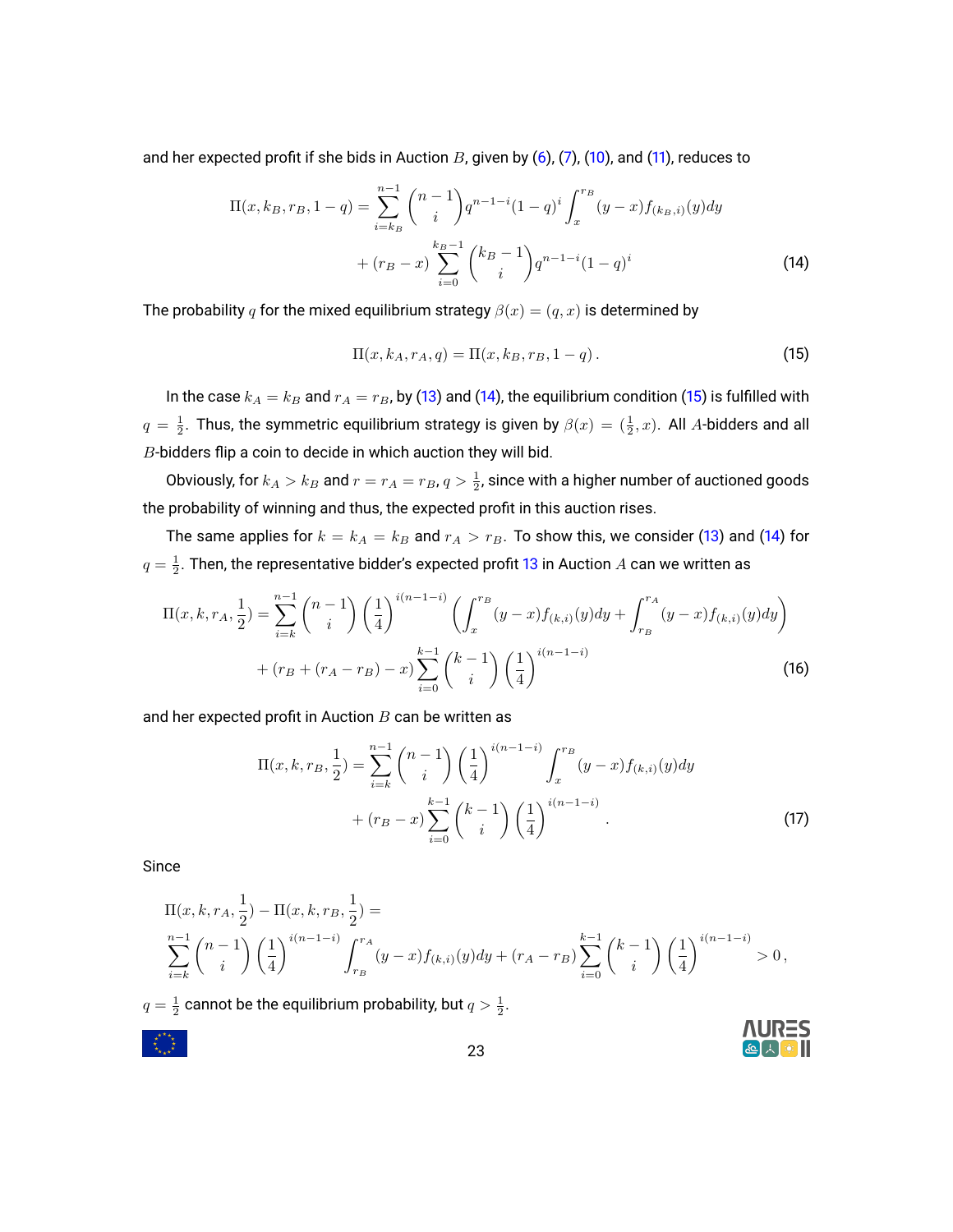and her expected profit if she bids in Auction $B$, given by (6), (7), (10), and (11), reduces to

$$\Pi(x, k_B, r_B, 1-q) = \sum_{i=k_B}^{n-1} \binom{n-1}{i} q^{n-1-i}(1-q)^i \int_x^{r_B} (y-x) f_{(k_B,i)}(y) dy$$
$$+ (r_B - x) \sum_{i=0}^{k_B-1} \binom{k_B-1}{i} q^{n-1-i}(1-q)^i \tag{14}$$

The probability $q$ for the mixed equilibrium strategy $\beta(x) = (q, x)$ is determined by

$$\Pi(x, k_A, r_A, q) = \Pi(x, k_B, r_B, 1-q) . \tag{15}$$

In the case $k_A = k_B$ and $r_A = r_B$, by (13) and (14), the equilibrium condition (15) is fulfilled with $q = \frac{1}{2}$. Thus, the symmetric equilibrium strategy is given by $\beta(x) = (\frac{1}{2}, x)$. All $A$-bidders and all $B$-bidders flip a coin to decide in which auction they will bid.

Obviously, for $k_A > k_B$ and $r = r_A = r_B$, $q > \frac{1}{2}$, since with a higher number of auctioned goods the probability of winning and thus, the expected profit in this auction rises.

The same applies for $k = k_A = k_B$ and $r_A > r_B$. To show this, we consider (13) and (14) for $q = \frac{1}{2}$. Then, the representative bidder's expected profit 13 in Auction $A$ can we written as

$$\Pi(x, k, r_A, \frac{1}{2}) = \sum_{i=k}^{n-1} \binom{n-1}{i} \left(\frac{1}{4}\right)^{i(n-1-i)} \left( \int_x^{r_B} (y-x) f_{(k,i)}(y) dy + \int_{r_B}^{r_A} (y-x) f_{(k,i)}(y) dy \right)$$
$$+ (r_B + (r_A - r_B) - x) \sum_{i=0}^{k-1} \binom{k-1}{i} \left(\frac{1}{4}\right)^{i(n-1-i)} \tag{16}$$

and her expected profit in Auction $B$ can be written as

$$\Pi(x, k, r_B, \frac{1}{2}) = \sum_{i=k}^{n-1} \binom{n-1}{i} \left(\frac{1}{4}\right)^{i(n-1-i)} \int_x^{r_B} (y-x) f_{(k,i)}(y) dy$$
$$+ (r_B - x) \sum_{i=0}^{k-1} \binom{k-1}{i} \left(\frac{1}{4}\right)^{i(n-1-i)} . \tag{17}$$

Since

$$\Pi(x, k, r_A, \frac{1}{2}) - \Pi(x, k, r_B, \frac{1}{2}) =$$
$$\sum_{i=k}^{n-1} \binom{n-1}{i} \left(\frac{1}{4}\right)^{i(n-1-i)} \int_{r_B}^{r_A} (y-x) f_{(k,i)}(y) dy + (r_A - r_B) \sum_{i=0}^{k-1} \binom{k-1}{i} \left(\frac{1}{4}\right)^{i(n-1-i)} > 0 ,$$

$q = \frac{1}{2}$ cannot be the equilibrium probability, but $q > \frac{1}{2}$.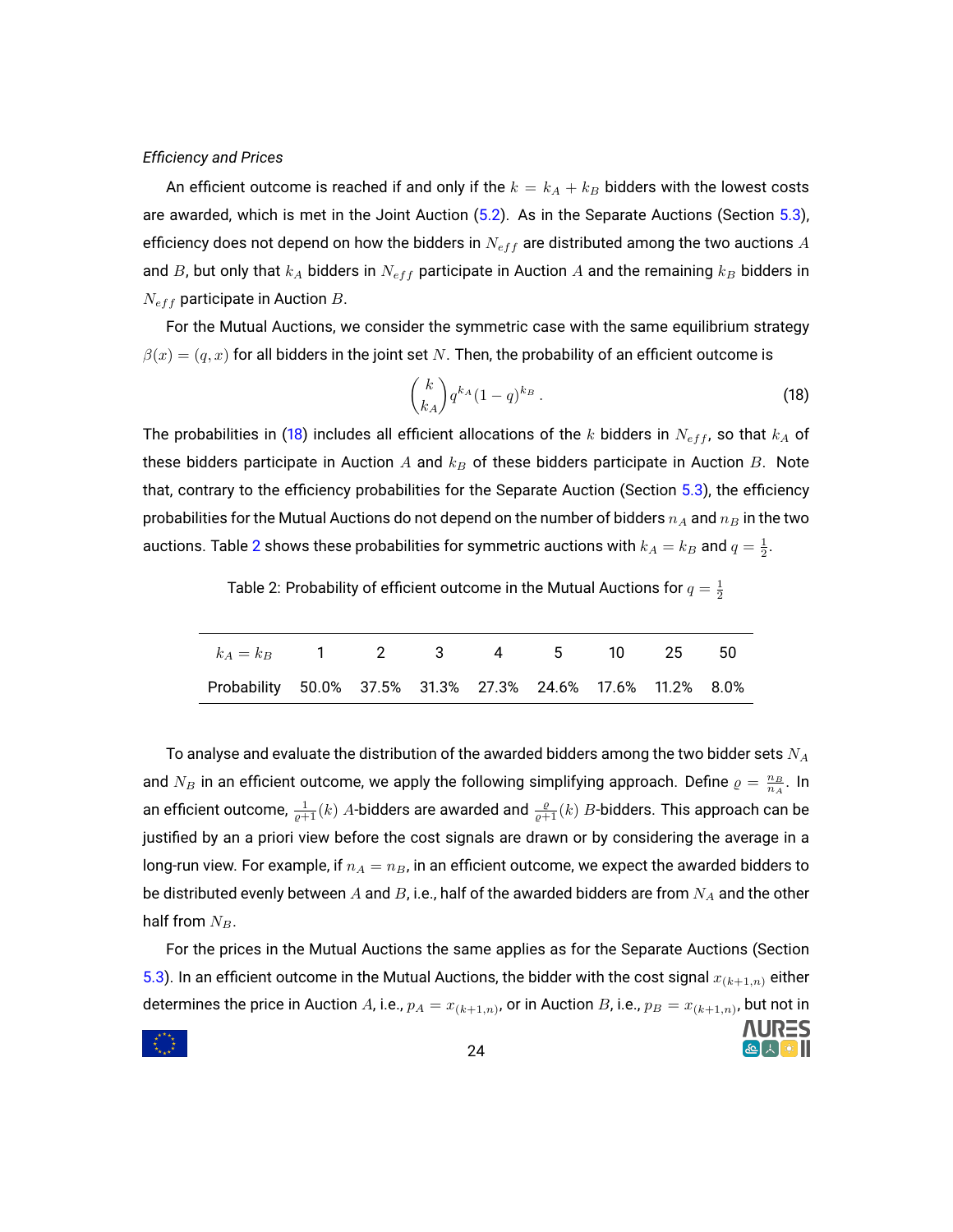*Efficiency and Prices*

An efficient outcome is reached if and only if the $k = k_A + k_B$ bidders with the lowest costs are awarded, which is met in the Joint Auction (5.2). As in the Separate Auctions (Section 5.3), efficiency does not depend on how the bidders in $N_{eff}$ are distributed among the two auctions $A$ and $B$, but only that $k_A$ bidders in $N_{eff}$ participate in Auction $A$ and the remaining $k_B$ bidders in $N_{eff}$ participate in Auction $B$.

For the Mutual Auctions, we consider the symmetric case with the same equilibrium strategy $\beta(x) = (q, x)$ for all bidders in the joint set $N$. Then, the probability of an efficient outcome is

$$\binom{k}{k_A} q^{k_A}(1-q)^{k_B} . \tag{18}$$

The probabilities in (18) includes all efficient allocations of the $k$ bidders in $N_{eff}$, so that $k_A$ of these bidders participate in Auction $A$ and $k_B$ of these bidders participate in Auction $B$. Note that, contrary to the efficiency probabilities for the Separate Auction (Section 5.3), the efficiency probabilities for the Mutual Auctions do not depend on the number of bidders $n_A$ and $n_B$ in the two auctions. Table 2 shows these probabilities for symmetric auctions with $k_A = k_B$ and $q = \frac{1}{2}$.

Table 2: Probability of efficient outcome in the Mutual Auctions for $q = \frac{1}{2}$

| $k_A = k_B$ | 1 | 2 | 3 | 4 | 5 | 10 | 25 | 50 |
|---|---|---|---|---|---|---|---|---|
| Probability | 50.0% | 37.5% | 31.3% | 27.3% | 24.6% | 17.6% | 11.2% | 8.0% |

To analyse and evaluate the distribution of the awarded bidders among the two bidder sets $N_A$ and $N_B$ in an efficient outcome, we apply the following simplifying approach. Define $\varrho = \frac{n_B}{n_A}$. In an efficient outcome, $\frac{1}{\varrho+1}(k)$ $A$-bidders are awarded and $\frac{\varrho}{\varrho+1}(k)$ $B$-bidders. This approach can be justified by an a priori view before the cost signals are drawn or by considering the average in a long-run view. For example, if $n_A = n_B$, in an efficient outcome, we expect the awarded bidders to be distributed evenly between $A$ and $B$, i.e., half of the awarded bidders are from $N_A$ and the other half from $N_B$.

For the prices in the Mutual Auctions the same applies as for the Separate Auctions (Section 5.3). In an efficient outcome in the Mutual Auctions, the bidder with the cost signal $x_{(k+1,n)}$ either determines the price in Auction $A$, i.e., $p_A = x_{(k+1,n)}$, or in Auction $B$, i.e., $p_B = x_{(k+1,n)}$, but not in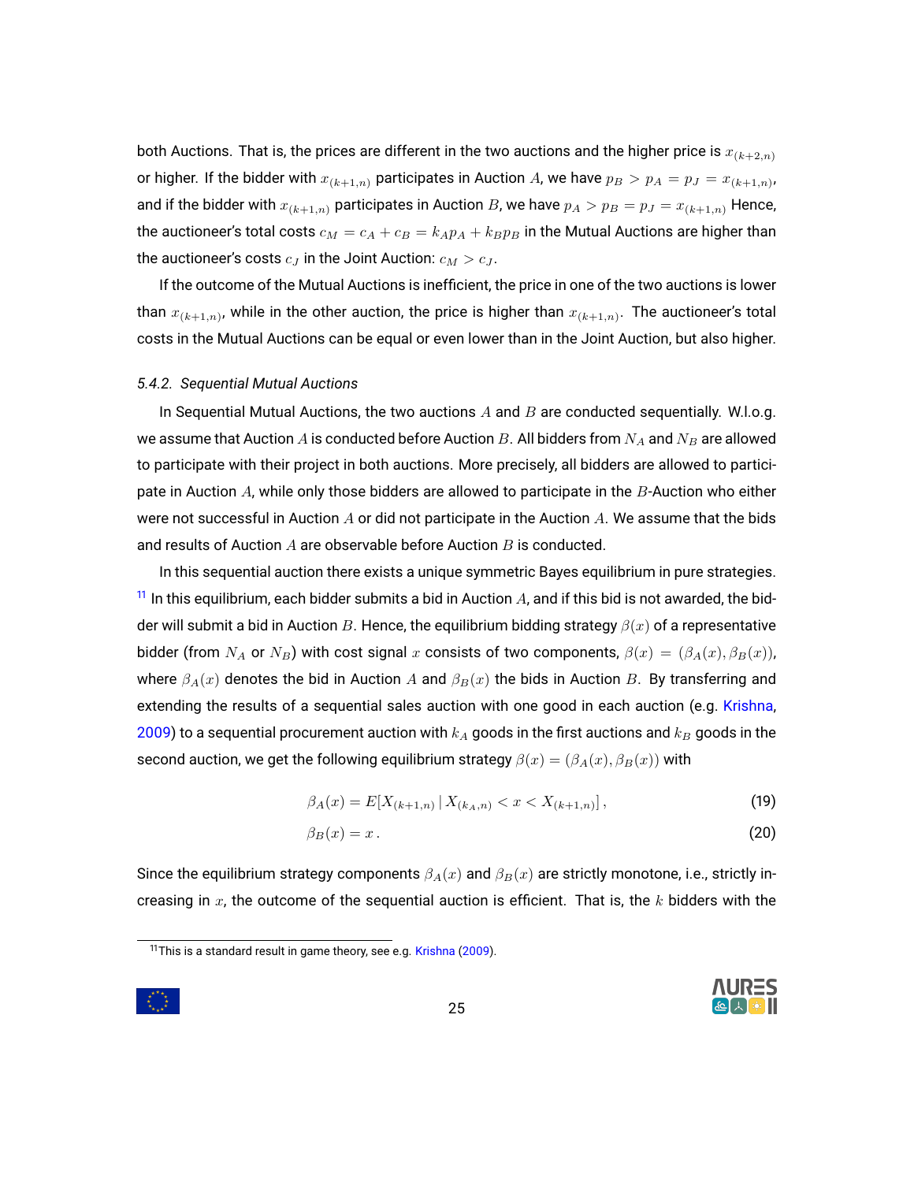both Auctions. That is, the prices are different in the two auctions and the higher price is $x_{(k+2,n)}$ or higher. If the bidder with $x_{(k+1,n)}$ participates in Auction $A$, we have $p_B > p_A = p_J = x_{(k+1,n)}$, and if the bidder with $x_{(k+1,n)}$ participates in Auction $B$, we have $p_A > p_B = p_J = x_{(k+1,n)}$ Hence, the auctioneer's total costs $c_M = c_A + c_B = k_A p_A + k_B p_B$ in the Mutual Auctions are higher than the auctioneer's costs $c_J$ in the Joint Auction: $c_M > c_J$.

If the outcome of the Mutual Auctions is inefficient, the price in one of the two auctions is lower than $x_{(k+1,n)}$, while in the other auction, the price is higher than $x_{(k+1,n)}$. The auctioneer's total costs in the Mutual Auctions can be equal or even lower than in the Joint Auction, but also higher.

### *5.4.2. Sequential Mutual Auctions*

In Sequential Mutual Auctions, the two auctions $A$ and $B$ are conducted sequentially. W.l.o.g. we assume that Auction $A$ is conducted before Auction $B$. All bidders from $N_A$ and $N_B$ are allowed to participate with their project in both auctions. More precisely, all bidders are allowed to participate in Auction $A$, while only those bidders are allowed to participate in the $B$-Auction who either were not successful in Auction $A$ or did not participate in the Auction $A$. We assume that the bids and results of Auction $A$ are observable before Auction $B$ is conducted.

In this sequential auction there exists a unique symmetric Bayes equilibrium in pure strategies. [11] In this equilibrium, each bidder submits a bid in Auction $A$, and if this bid is not awarded, the bidder will submit a bid in Auction $B$. Hence, the equilibrium bidding strategy $\beta(x)$ of a representative bidder (from $N_A$ or $N_B$) with cost signal $x$ consists of two components, $\beta(x) = (\beta_A(x), \beta_B(x))$, where $\beta_A(x)$ denotes the bid in Auction $A$ and $\beta_B(x)$ the bids in Auction $B$. By transferring and extending the results of a sequential sales auction with one good in each auction (e.g. Krishna, 2009) to a sequential procurement auction with $k_A$ goods in the first auctions and $k_B$ goods in the second auction, we get the following equilibrium strategy $\beta(x) = (\beta_A(x), \beta_B(x))$ with

$$\beta_A(x) = E[X_{(k+1,n)} \,|\, X_{(k_A,n)} < x < X_{(k+1,n)}]\,, \tag{19}$$

$$\beta_B(x) = x\,. \tag{20}$$

Since the equilibrium strategy components $\beta_A(x)$ and $\beta_B(x)$ are strictly monotone, i.e., strictly increasing in $x$, the outcome of the sequential auction is efficient. That is, the $k$ bidders with the

[11] This is a standard result in game theory, see e.g. Krishna (2009).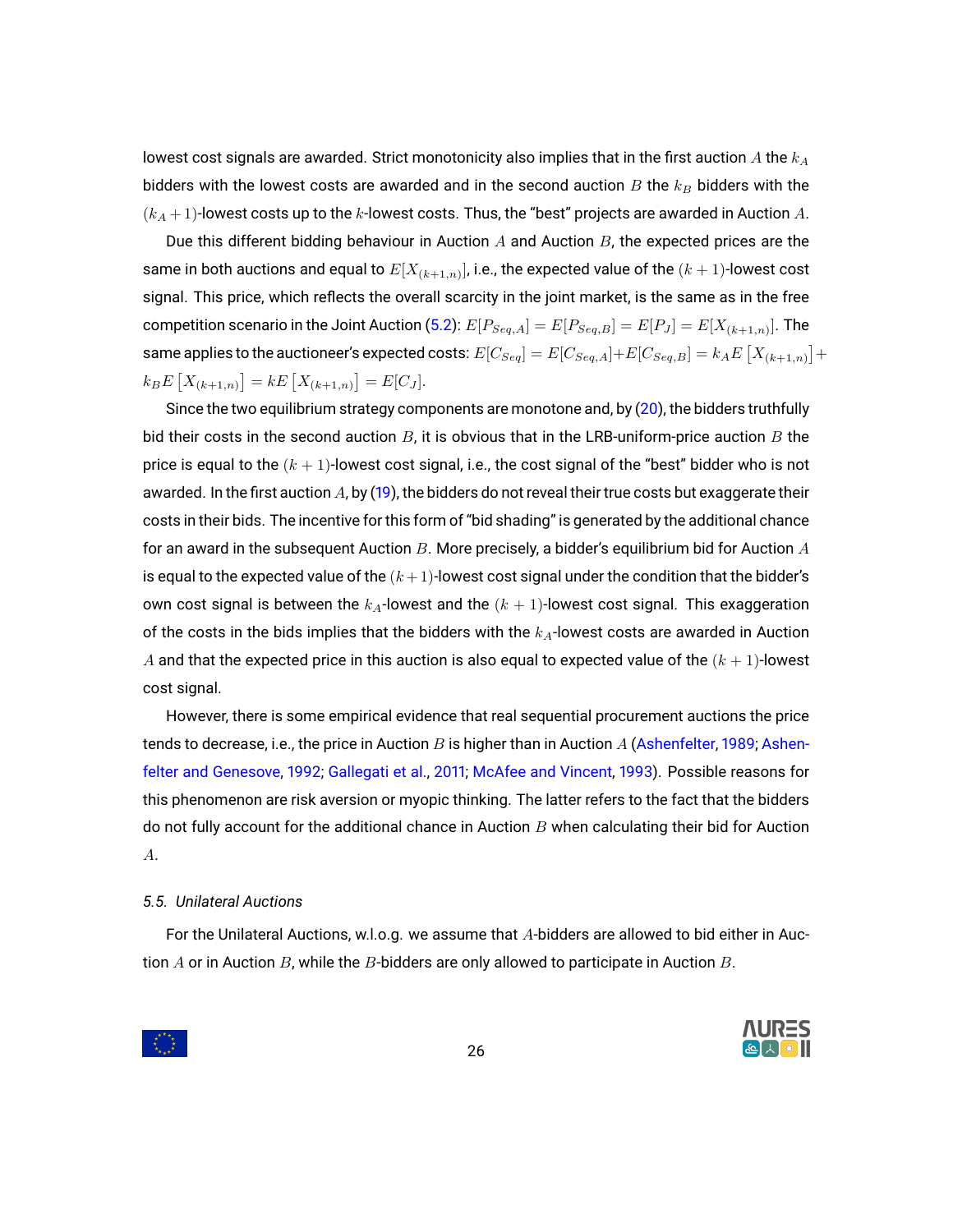lowest cost signals are awarded. Strict monotonicity also implies that in the first auction $A$ the $k_A$ bidders with the lowest costs are awarded and in the second auction $B$ the $k_B$ bidders with the $(k_A+1)$-lowest costs up to the $k$-lowest costs. Thus, the "best" projects are awarded in Auction $A$.

Due this different bidding behaviour in Auction $A$ and Auction $B$, the expected prices are the same in both auctions and equal to $E[X_{(k+1,n)}]$, i.e., the expected value of the $(k+1)$-lowest cost signal. This price, which reflects the overall scarcity in the joint market, is the same as in the free competition scenario in the Joint Auction (5.2): $E[P_{Seq,A}] = E[P_{Seq,B}] = E[P_J] = E[X_{(k+1,n)}]$. The same applies to the auctioneer's expected costs: $E[C_{Seq}] = E[C_{Seq,A}]+E[C_{Seq,B}] = k_A E\left[X_{(k+1,n)}\right]+ k_B E\left[X_{(k+1,n)}\right] = kE\left[X_{(k+1,n)}\right] = E[C_J]$.

Since the two equilibrium strategy components are monotone and, by (20), the bidders truthfully bid their costs in the second auction $B$, it is obvious that in the LRB-uniform-price auction $B$ the price is equal to the $(k+1)$-lowest cost signal, i.e., the cost signal of the "best" bidder who is not awarded. In the first auction $A$, by (19), the bidders do not reveal their true costs but exaggerate their costs in their bids. The incentive for this form of "bid shading" is generated by the additional chance for an award in the subsequent Auction $B$. More precisely, a bidder's equilibrium bid for Auction $A$ is equal to the expected value of the $(k+1)$-lowest cost signal under the condition that the bidder's own cost signal is between the $k_A$-lowest and the $(k+1)$-lowest cost signal. This exaggeration of the costs in the bids implies that the bidders with the $k_A$-lowest costs are awarded in Auction $A$ and that the expected price in this auction is also equal to expected value of the $(k+1)$-lowest cost signal.

However, there is some empirical evidence that real sequential procurement auctions the price tends to decrease, i.e., the price in Auction $B$ is higher than in Auction $A$ (Ashenfelter, 1989; Ashenfelter and Genesove, 1992; Gallegati et al., 2011; McAfee and Vincent, 1993). Possible reasons for this phenomenon are risk aversion or myopic thinking. The latter refers to the fact that the bidders do not fully account for the additional chance in Auction $B$ when calculating their bid for Auction $A$.

### *5.5. Unilateral Auctions*

For the Unilateral Auctions, w.l.o.g. we assume that $A$-bidders are allowed to bid either in Auction $A$ or in Auction $B$, while the $B$-bidders are only allowed to participate in Auction $B$.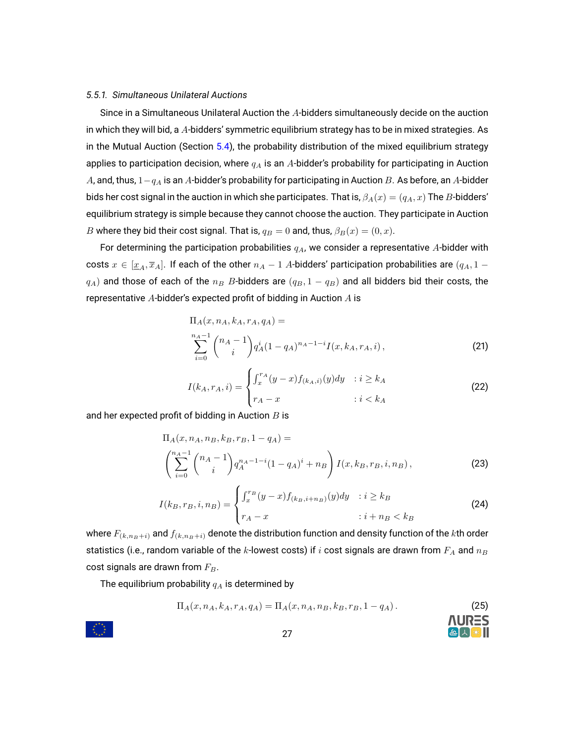#### 5.5.1. *Simultaneous Unilateral Auctions*

Since in a Simultaneous Unilateral Auction the $A$-bidders simultaneously decide on the auction in which they will bid, a $A$-bidders' symmetric equilibrium strategy has to be in mixed strategies. As in the Mutual Auction (Section 5.4), the probability distribution of the mixed equilibrium strategy applies to participation decision, where $q_A$ is an $A$-bidder's probability for participating in Auction $A$, and, thus, $1-q_A$ is an $A$-bidder's probability for participating in Auction $B$. As before, an $A$-bidder bids her cost signal in the auction in which she participates. That is, $\beta_A(x) = (q_A, x)$ The $B$-bidders' equilibrium strategy is simple because they cannot choose the auction. They participate in Auction $B$ where they bid their cost signal. That is, $q_B = 0$ and, thus, $\beta_B(x) = (0, x)$.

For determining the participation probabilities $q_A$, we consider a representative $A$-bidder with costs $x \in [\underline{x}_A, \overline{x}_A]$. If each of the other $n_A - 1$ $A$-bidders' participation probabilities are $(q_A, 1 - q_A)$ and those of each of the $n_B$ $B$-bidders are $(q_B, 1 - q_B)$ and all bidders bid their costs, the representative $A$-bidder's expected profit of bidding in Auction $A$ is

$$
\begin{aligned}
&\Pi_A(x, n_A, k_A, r_A, q_A) = \\
&\sum_{i=0}^{n_A-1} \binom{n_A - 1}{i} q_A^i (1 - q_A)^{n_A-1-i} I(x, k_A, r_A, i)\,,
\end{aligned} \tag{21}
$$

$$
I(k_A, r_A, i) = \begin{cases} \int_x^{r_A} (y - x) f_{(k_A,i)}(y) dy & : i \geq k_A \\ r_A - x & : i < k_A \end{cases} \tag{22}
$$

and her expected profit of bidding in Auction $B$ is

$$
\begin{aligned}
&\Pi_A(x, n_A, n_B, k_B, r_B, 1 - q_A) = \\
&\left( \sum_{i=0}^{n_A-1} \binom{n_A - 1}{i} q_A^{n_A-1-i} (1 - q_A)^i + n_B \right) I(x, k_B, r_B, i, n_B)\,,
\end{aligned} \tag{23}
$$

$$
I(k_B, r_B, i, n_B) = \begin{cases} \int_x^{r_B} (y - x) f_{(k_B,i+n_B)}(y) dy & : i \geq k_B \\ r_A - x & : i + n_B < k_B \end{cases} \tag{24}
$$

where $F_{(k,n_B+i)}$ and $f_{(k,n_B+i)}$ denote the distribution function and density function of the $k$th order statistics (i.e., random variable of the $k$-lowest costs) if $i$ cost signals are drawn from $F_A$ and $n_B$ cost signals are drawn from $F_B$.

The equilibrium probability $q_A$ is determined by

$$
\Pi_A(x, n_A, k_A, r_A, q_A) = \Pi_A(x, n_A, n_B, k_B, r_B, 1 - q_A)\,. \tag{25}
$$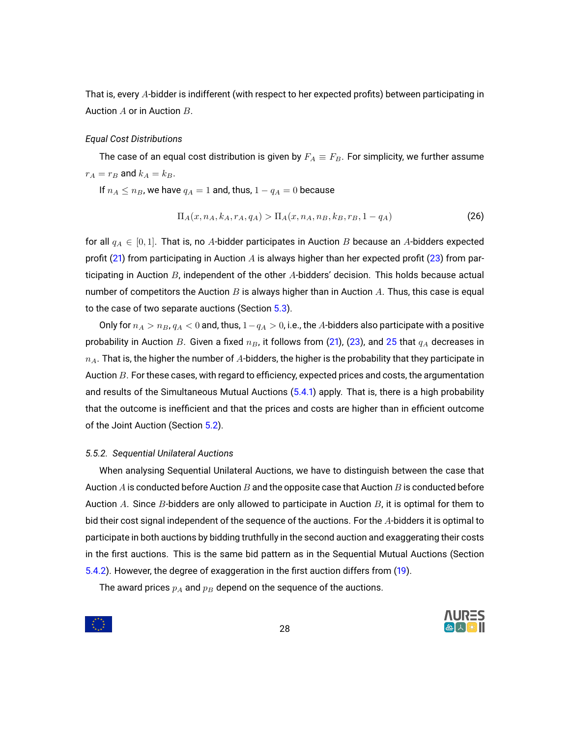That is, every $A$-bidder is indifferent (with respect to her expected profits) between participating in Auction $A$ or in Auction $B$.

*Equal Cost Distributions*

The case of an equal cost distribution is given by $F_A \equiv F_B$. For simplicity, we further assume $r_A = r_B$ and $k_A = k_B$.

If $n_A \leq n_B$, we have $q_A = 1$ and, thus, $1 - q_A = 0$ because

$$\Pi_A(x, n_A, k_A, r_A, q_A) > \Pi_A(x, n_A, n_B, k_B, r_B, 1 - q_A) \tag{26}$$

for all $q_A \in [0, 1]$. That is, no $A$-bidder participates in Auction $B$ because an $A$-bidders expected profit (21) from participating in Auction $A$ is always higher than her expected profit (23) from participating in Auction $B$, independent of the other $A$-bidders' decision. This holds because actual number of competitors the Auction $B$ is always higher than in Auction $A$. Thus, this case is equal to the case of two separate auctions (Section 5.3).

Only for $n_A > n_B$, $q_A < 0$ and, thus, $1 - q_A > 0$, i.e., the $A$-bidders also participate with a positive probability in Auction $B$. Given a fixed $n_B$, it follows from (21), (23), and 25 that $q_A$ decreases in $n_A$. That is, the higher the number of $A$-bidders, the higher is the probability that they participate in Auction $B$. For these cases, with regard to efficiency, expected prices and costs, the argumentation and results of the Simultaneous Mutual Auctions (5.4.1) apply. That is, there is a high probability that the outcome is inefficient and that the prices and costs are higher than in efficient outcome of the Joint Auction (Section 5.2).

*5.5.2. Sequential Unilateral Auctions*

When analysing Sequential Unilateral Auctions, we have to distinguish between the case that Auction $A$ is conducted before Auction $B$ and the opposite case that Auction $B$ is conducted before Auction $A$. Since $B$-bidders are only allowed to participate in Auction $B$, it is optimal for them to bid their cost signal independent of the sequence of the auctions. For the $A$-bidders it is optimal to participate in both auctions by bidding truthfully in the second auction and exaggerating their costs in the first auctions. This is the same bid pattern as in the Sequential Mutual Auctions (Section 5.4.2). However, the degree of exaggeration in the first auction differs from (19).

The award prices $p_A$ and $p_B$ depend on the sequence of the auctions.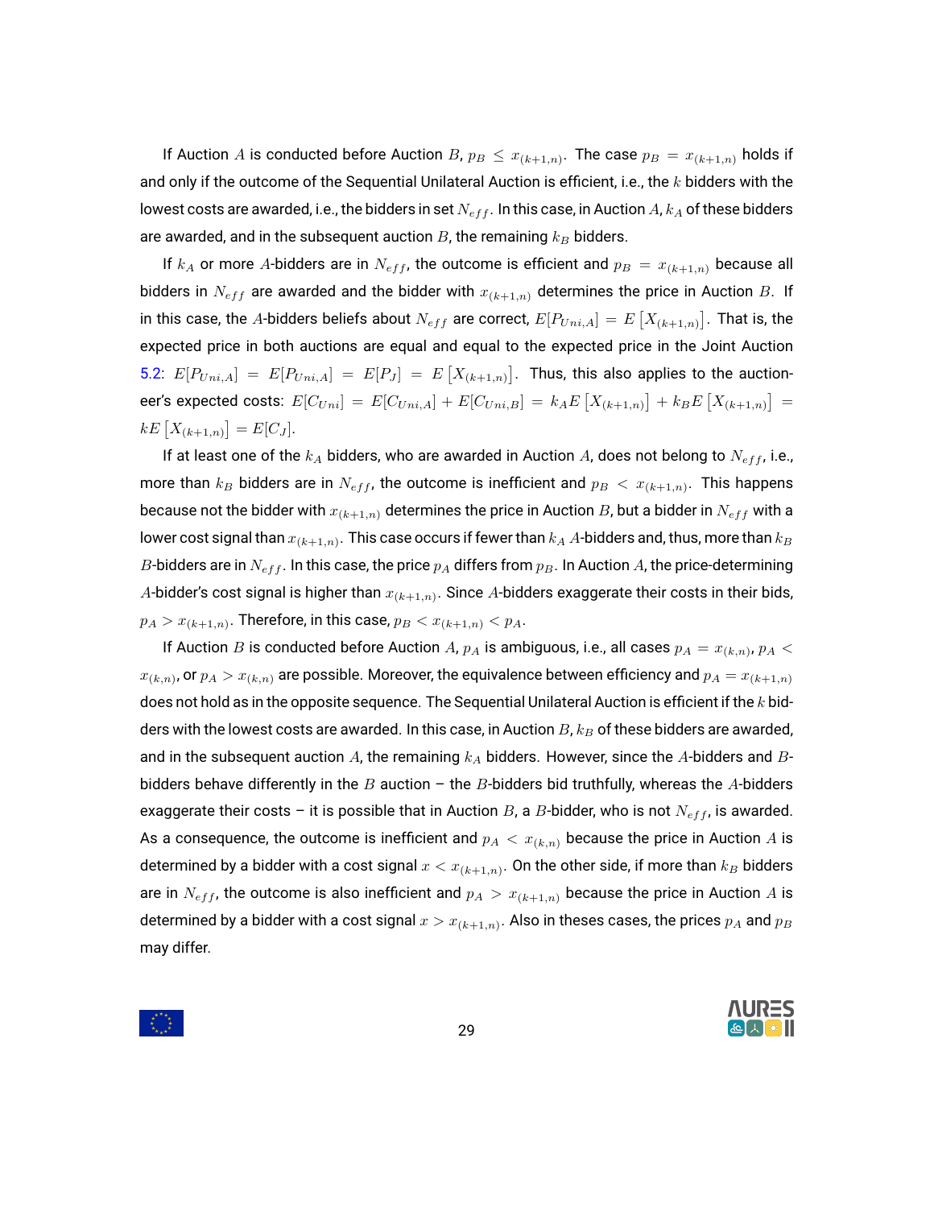If Auction $A$ is conducted before Auction $B$, $p_B \leq x_{(k+1,n)}$. The case $p_B = x_{(k+1,n)}$ holds if and only if the outcome of the Sequential Unilateral Auction is efficient, i.e., the $k$ bidders with the lowest costs are awarded, i.e., the bidders in set $N_{eff}$. In this case, in Auction $A$, $k_A$ of these bidders are awarded, and in the subsequent auction $B$, the remaining $k_B$ bidders.

If $k_A$ or more $A$-bidders are in $N_{eff}$, the outcome is efficient and $p_B = x_{(k+1,n)}$ because all bidders in $N_{eff}$ are awarded and the bidder with $x_{(k+1,n)}$ determines the price in Auction $B$. If in this case, the $A$-bidders beliefs about $N_{eff}$ are correct, $E[P_{Uni,A}] = E\left[X_{(k+1,n)}\right]$. That is, the expected price in both auctions are equal and equal to the expected price in the Joint Auction 5.2: $E[P_{Uni,A}] = E[P_{Uni,A}] = E[P_J] = E\left[X_{(k+1,n)}\right]$. Thus, this also applies to the auctioneer's expected costs: $E[C_{Uni}] = E[C_{Uni,A}] + E[C_{Uni,B}] = k_A E\left[X_{(k+1,n)}\right] + k_B E\left[X_{(k+1,n)}\right] = kE\left[X_{(k+1,n)}\right] = E[C_J]$.

If at least one of the $k_A$ bidders, who are awarded in Auction $A$, does not belong to $N_{eff}$, i.e., more than $k_B$ bidders are in $N_{eff}$, the outcome is inefficient and $p_B < x_{(k+1,n)}$. This happens because not the bidder with $x_{(k+1,n)}$ determines the price in Auction $B$, but a bidder in $N_{eff}$ with a lower cost signal than $x_{(k+1,n)}$. This case occurs if fewer than $k_A$ $A$-bidders and, thus, more than $k_B$ $B$-bidders are in $N_{eff}$. In this case, the price $p_A$ differs from $p_B$. In Auction $A$, the price-determining $A$-bidder's cost signal is higher than $x_{(k+1,n)}$. Since $A$-bidders exaggerate their costs in their bids, $p_A > x_{(k+1,n)}$. Therefore, in this case, $p_B < x_{(k+1,n)} < p_A$.

If Auction $B$ is conducted before Auction $A$, $p_A$ is ambiguous, i.e., all cases $p_A = x_{(k,n)}$, $p_A < x_{(k,n)}$, or $p_A > x_{(k,n)}$ are possible. Moreover, the equivalence between efficiency and $p_A = x_{(k+1,n)}$ does not hold as in the opposite sequence. The Sequential Unilateral Auction is efficient if the $k$ bidders with the lowest costs are awarded. In this case, in Auction $B$, $k_B$ of these bidders are awarded, and in the subsequent auction $A$, the remaining $k_A$ bidders. However, since the $A$-bidders and $B$-bidders behave differently in the $B$ auction – the $B$-bidders bid truthfully, whereas the $A$-bidders exaggerate their costs – it is possible that in Auction $B$, a $B$-bidder, who is not $N_{eff}$, is awarded. As a consequence, the outcome is inefficient and $p_A < x_{(k,n)}$ because the price in Auction $A$ is determined by a bidder with a cost signal $x < x_{(k+1,n)}$. On the other side, if more than $k_B$ bidders are in $N_{eff}$, the outcome is also inefficient and $p_A > x_{(k+1,n)}$ because the price in Auction $A$ is determined by a bidder with a cost signal $x > x_{(k+1,n)}$. Also in theses cases, the prices $p_A$ and $p_B$ may differ.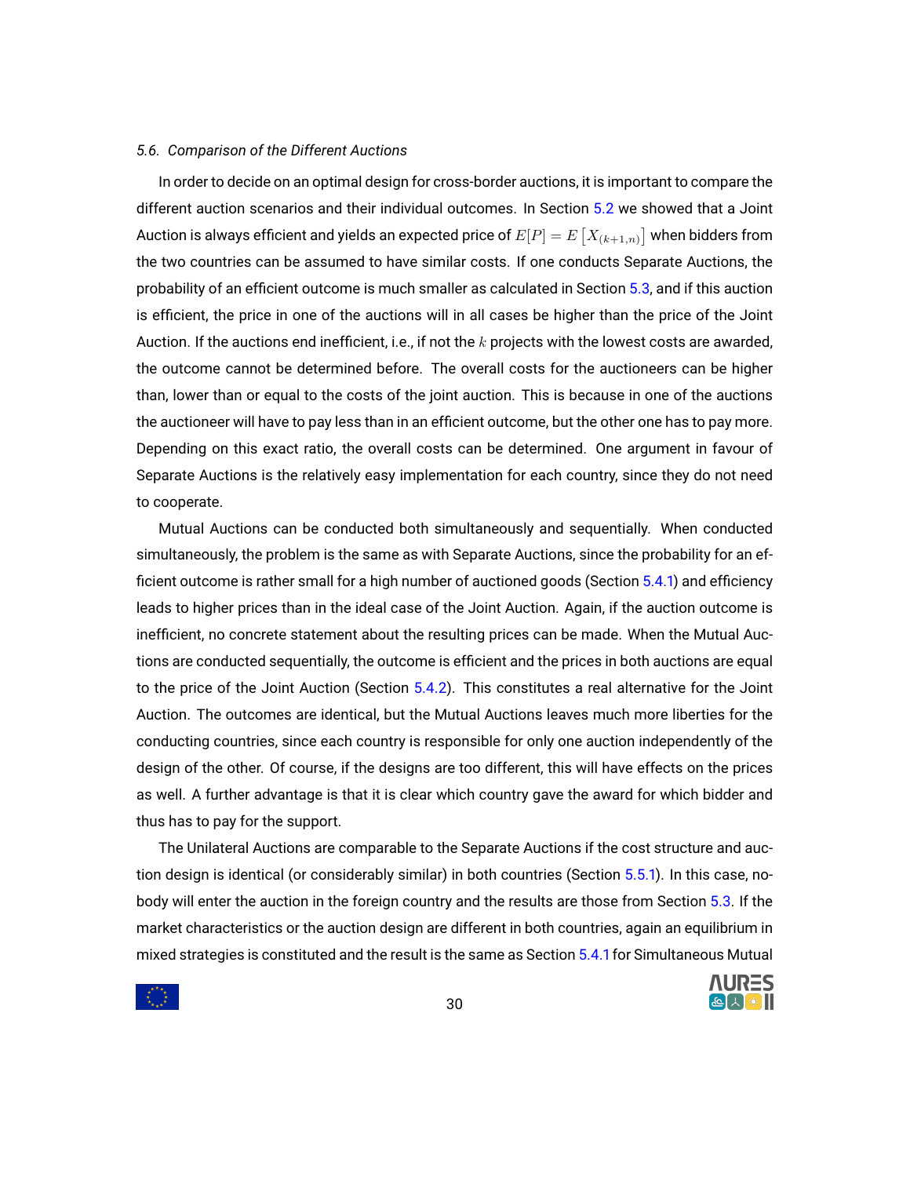### 5.6. *Comparison of the Different Auctions*

In order to decide on an optimal design for cross-border auctions, it is important to compare the different auction scenarios and their individual outcomes. In Section 5.2 we showed that a Joint Auction is always efficient and yields an expected price of $E[P] = E\left[X_{(k+1,n)}\right]$ when bidders from the two countries can be assumed to have similar costs. If one conducts Separate Auctions, the probability of an efficient outcome is much smaller as calculated in Section 5.3, and if this auction is efficient, the price in one of the auctions will in all cases be higher than the price of the Joint Auction. If the auctions end inefficient, i.e., if not the $k$ projects with the lowest costs are awarded, the outcome cannot be determined before. The overall costs for the auctioneers can be higher than, lower than or equal to the costs of the joint auction. This is because in one of the auctions the auctioneer will have to pay less than in an efficient outcome, but the other one has to pay more. Depending on this exact ratio, the overall costs can be determined. One argument in favour of Separate Auctions is the relatively easy implementation for each country, since they do not need to cooperate.

Mutual Auctions can be conducted both simultaneously and sequentially. When conducted simultaneously, the problem is the same as with Separate Auctions, since the probability for an efficient outcome is rather small for a high number of auctioned goods (Section 5.4.1) and efficiency leads to higher prices than in the ideal case of the Joint Auction. Again, if the auction outcome is inefficient, no concrete statement about the resulting prices can be made. When the Mutual Auctions are conducted sequentially, the outcome is efficient and the prices in both auctions are equal to the price of the Joint Auction (Section 5.4.2). This constitutes a real alternative for the Joint Auction. The outcomes are identical, but the Mutual Auctions leaves much more liberties for the conducting countries, since each country is responsible for only one auction independently of the design of the other. Of course, if the designs are too different, this will have effects on the prices as well. A further advantage is that it is clear which country gave the award for which bidder and thus has to pay for the support.

The Unilateral Auctions are comparable to the Separate Auctions if the cost structure and auction design is identical (or considerably similar) in both countries (Section 5.5.1). In this case, nobody will enter the auction in the foreign country and the results are those from Section 5.3. If the market characteristics or the auction design are different in both countries, again an equilibrium in mixed strategies is constituted and the result is the same as Section 5.4.1 for Simultaneous Mutual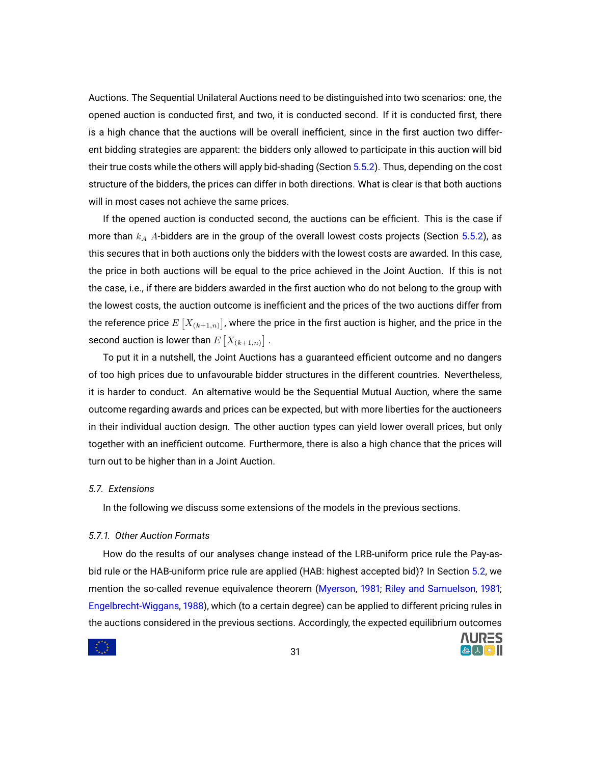Auctions. The Sequential Unilateral Auctions need to be distinguished into two scenarios: one, the opened auction is conducted first, and two, it is conducted second. If it is conducted first, there is a high chance that the auctions will be overall inefficient, since in the first auction two different bidding strategies are apparent: the bidders only allowed to participate in this auction will bid their true costs while the others will apply bid-shading (Section 5.5.2). Thus, depending on the cost structure of the bidders, the prices can differ in both directions. What is clear is that both auctions will in most cases not achieve the same prices.

If the opened auction is conducted second, the auctions can be efficient. This is the case if more than $k_A$ $A$-bidders are in the group of the overall lowest costs projects (Section 5.5.2), as this secures that in both auctions only the bidders with the lowest costs are awarded. In this case, the price in both auctions will be equal to the price achieved in the Joint Auction. If this is not the case, i.e., if there are bidders awarded in the first auction who do not belong to the group with the lowest costs, the auction outcome is inefficient and the prices of the two auctions differ from the reference price $E\left[X_{(k+1,n)}\right]$, where the price in the first auction is higher, and the price in the second auction is lower than $E\left[X_{(k+1,n)}\right]$.

To put it in a nutshell, the Joint Auctions has a guaranteed efficient outcome and no dangers of too high prices due to unfavourable bidder structures in the different countries. Nevertheless, it is harder to conduct. An alternative would be the Sequential Mutual Auction, where the same outcome regarding awards and prices can be expected, but with more liberties for the auctioneers in their individual auction design. The other auction types can yield lower overall prices, but only together with an inefficient outcome. Furthermore, there is also a high chance that the prices will turn out to be higher than in a Joint Auction.

### *5.7. Extensions*

In the following we discuss some extensions of the models in the previous sections.

#### *5.7.1. Other Auction Formats*

How do the results of our analyses change instead of the LRB-uniform price rule the Pay-as-bid rule or the HAB-uniform price rule are applied (HAB: highest accepted bid)? In Section 5.2, we mention the so-called revenue equivalence theorem (Myerson, 1981; Riley and Samuelson, 1981; Engelbrecht-Wiggans, 1988), which (to a certain degree) can be applied to different pricing rules in the auctions considered in the previous sections. Accordingly, the expected equilibrium outcomes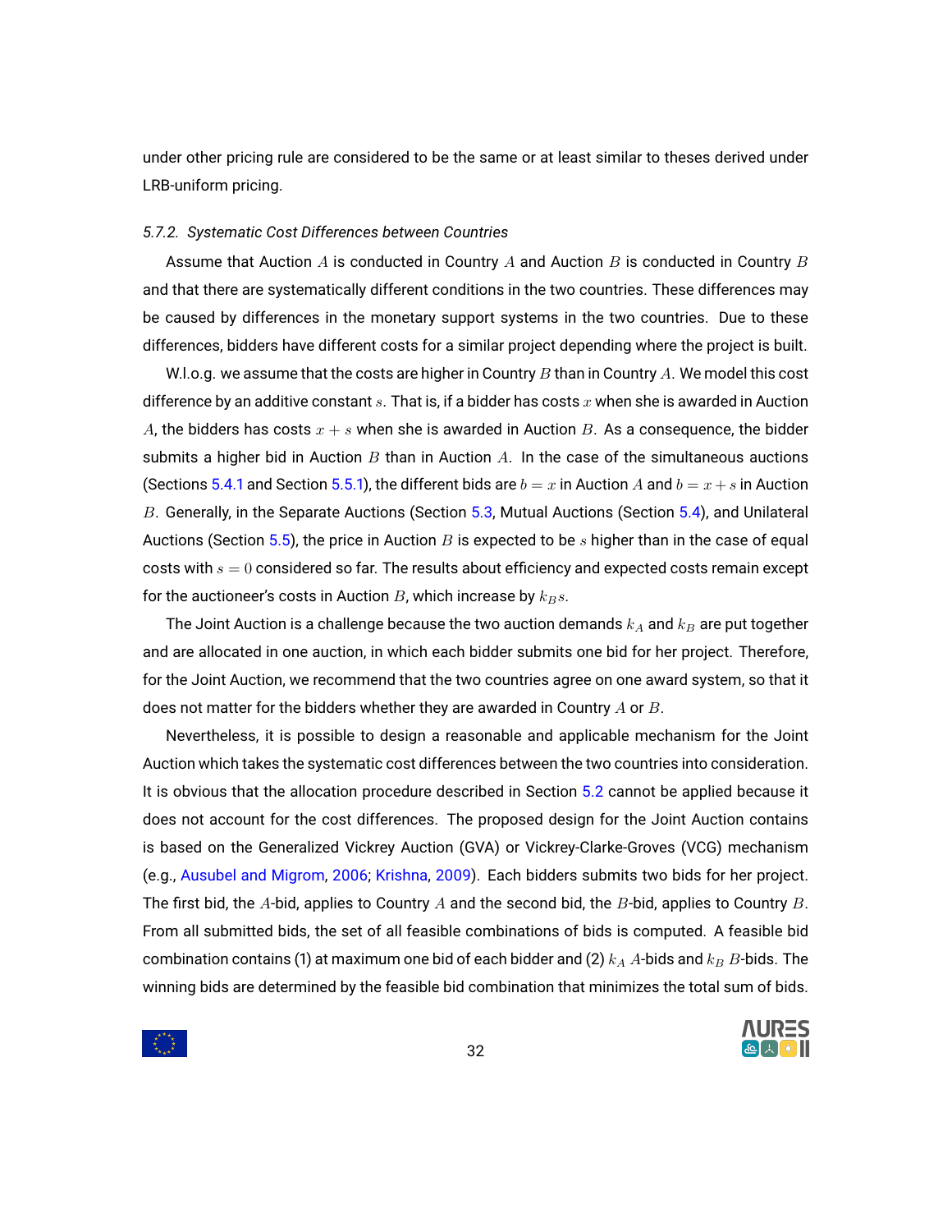under other pricing rule are considered to be the same or at least similar to theses derived under LRB-uniform pricing.

#### 5.7.2. Systematic Cost Differences between Countries

Assume that Auction $A$ is conducted in Country $A$ and Auction $B$ is conducted in Country $B$ and that there are systematically different conditions in the two countries. These differences may be caused by differences in the monetary support systems in the two countries. Due to these differences, bidders have different costs for a similar project depending where the project is built.

W.l.o.g. we assume that the costs are higher in Country $B$ than in Country $A$. We model this cost difference by an additive constant $s$. That is, if a bidder has costs $x$ when she is awarded in Auction $A$, the bidders has costs $x + s$ when she is awarded in Auction $B$. As a consequence, the bidder submits a higher bid in Auction $B$ than in Auction $A$. In the case of the simultaneous auctions (Sections 5.4.1 and Section 5.5.1), the different bids are $b = x$ in Auction $A$ and $b = x + s$ in Auction $B$. Generally, in the Separate Auctions (Section 5.3, Mutual Auctions (Section 5.4), and Unilateral Auctions (Section 5.5), the price in Auction $B$ is expected to be $s$ higher than in the case of equal costs with $s = 0$ considered so far. The results about efficiency and expected costs remain except for the auctioneer's costs in Auction $B$, which increase by $k_B s$.

The Joint Auction is a challenge because the two auction demands $k_A$ and $k_B$ are put together and are allocated in one auction, in which each bidder submits one bid for her project. Therefore, for the Joint Auction, we recommend that the two countries agree on one award system, so that it does not matter for the bidders whether they are awarded in Country $A$ or $B$.

Nevertheless, it is possible to design a reasonable and applicable mechanism for the Joint Auction which takes the systematic cost differences between the two countries into consideration. It is obvious that the allocation procedure described in Section 5.2 cannot be applied because it does not account for the cost differences. The proposed design for the Joint Auction contains is based on the Generalized Vickrey Auction (GVA) or Vickrey-Clarke-Groves (VCG) mechanism (e.g., Ausubel and Migrom, 2006; Krishna, 2009). Each bidders submits two bids for her project. The first bid, the $A$-bid, applies to Country $A$ and the second bid, the $B$-bid, applies to Country $B$. From all submitted bids, the set of all feasible combinations of bids is computed. A feasible bid combination contains (1) at maximum one bid of each bidder and (2) $k_A$ $A$-bids and $k_B$ $B$-bids. The winning bids are determined by the feasible bid combination that minimizes the total sum of bids.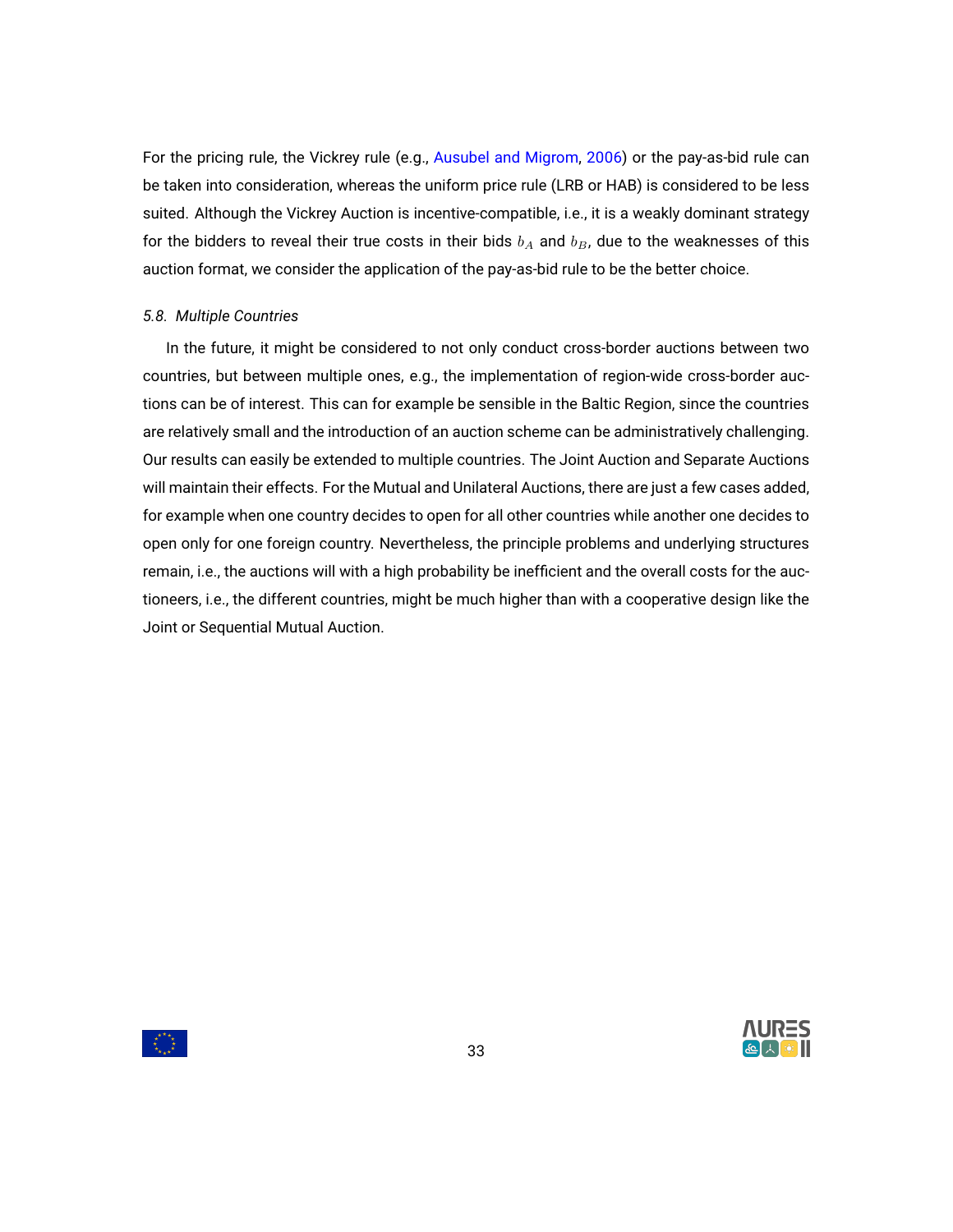For the pricing rule, the Vickrey rule (e.g., Ausubel and Migrom, 2006) or the pay-as-bid rule can be taken into consideration, whereas the uniform price rule (LRB or HAB) is considered to be less suited. Although the Vickrey Auction is incentive-compatible, i.e., it is a weakly dominant strategy for the bidders to reveal their true costs in their bids $b_A$ and $b_B$, due to the weaknesses of this auction format, we consider the application of the pay-as-bid rule to be the better choice.

### *5.8. Multiple Countries*

In the future, it might be considered to not only conduct cross-border auctions between two countries, but between multiple ones, e.g., the implementation of region-wide cross-border auctions can be of interest. This can for example be sensible in the Baltic Region, since the countries are relatively small and the introduction of an auction scheme can be administratively challenging. Our results can easily be extended to multiple countries. The Joint Auction and Separate Auctions will maintain their effects. For the Mutual and Unilateral Auctions, there are just a few cases added, for example when one country decides to open for all other countries while another one decides to open only for one foreign country. Nevertheless, the principle problems and underlying structures remain, i.e., the auctions will with a high probability be inefficient and the overall costs for the auctioneers, i.e., the different countries, might be much higher than with a cooperative design like the Joint or Sequential Mutual Auction.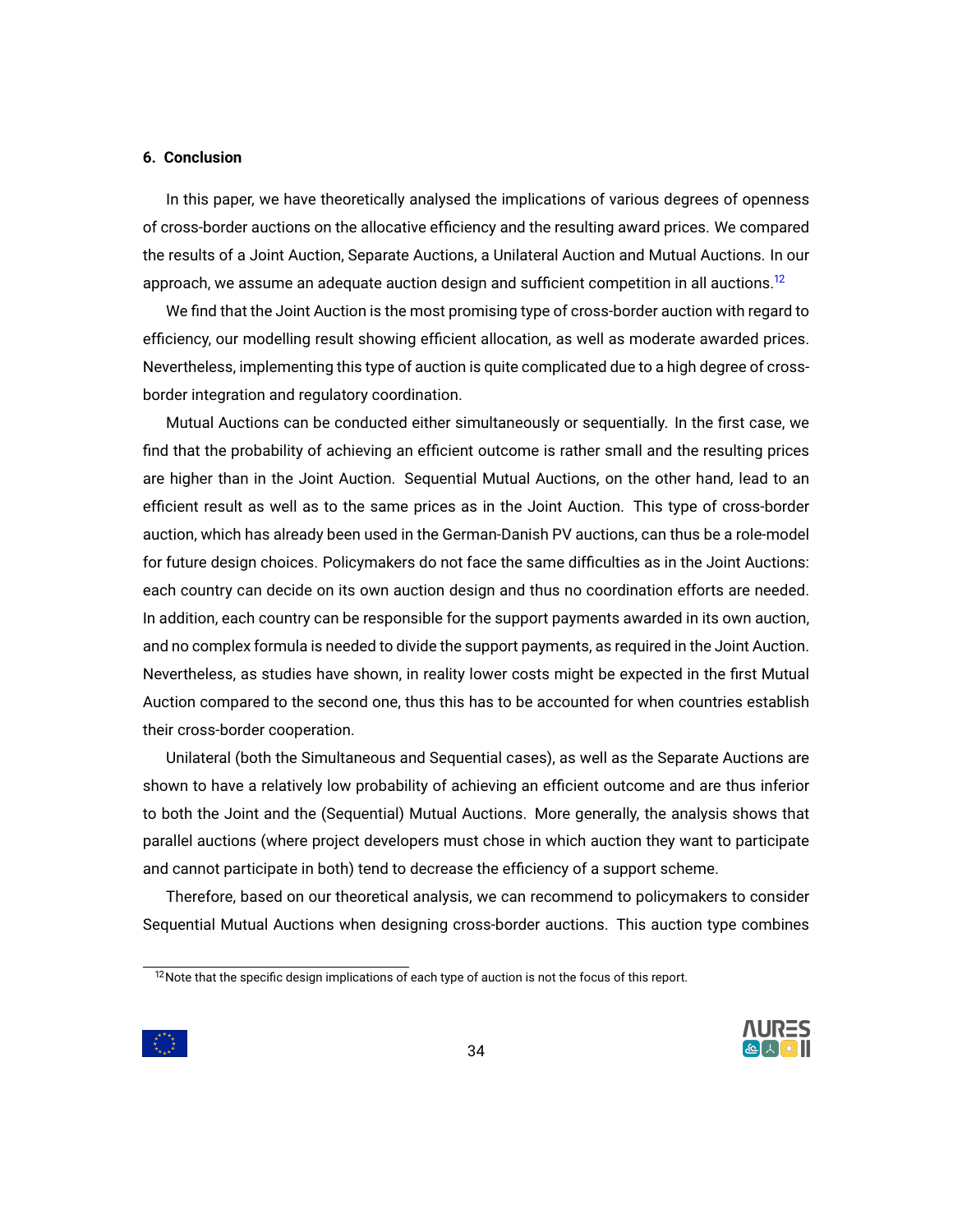## 6. Conclusion

In this paper, we have theoretically analysed the implications of various degrees of openness of cross-border auctions on the allocative efficiency and the resulting award prices. We compared the results of a Joint Auction, Separate Auctions, a Unilateral Auction and Mutual Auctions. In our approach, we assume an adequate auction design and sufficient competition in all auctions.[12]

We find that the Joint Auction is the most promising type of cross-border auction with regard to efficiency, our modelling result showing efficient allocation, as well as moderate awarded prices. Nevertheless, implementing this type of auction is quite complicated due to a high degree of cross-border integration and regulatory coordination.

Mutual Auctions can be conducted either simultaneously or sequentially. In the first case, we find that the probability of achieving an efficient outcome is rather small and the resulting prices are higher than in the Joint Auction. Sequential Mutual Auctions, on the other hand, lead to an efficient result as well as to the same prices as in the Joint Auction. This type of cross-border auction, which has already been used in the German-Danish PV auctions, can thus be a role-model for future design choices. Policymakers do not face the same difficulties as in the Joint Auctions: each country can decide on its own auction design and thus no coordination efforts are needed. In addition, each country can be responsible for the support payments awarded in its own auction, and no complex formula is needed to divide the support payments, as required in the Joint Auction. Nevertheless, as studies have shown, in reality lower costs might be expected in the first Mutual Auction compared to the second one, thus this has to be accounted for when countries establish their cross-border cooperation.

Unilateral (both the Simultaneous and Sequential cases), as well as the Separate Auctions are shown to have a relatively low probability of achieving an efficient outcome and are thus inferior to both the Joint and the (Sequential) Mutual Auctions. More generally, the analysis shows that parallel auctions (where project developers must chose in which auction they want to participate and cannot participate in both) tend to decrease the efficiency of a support scheme.

Therefore, based on our theoretical analysis, we can recommend to policymakers to consider Sequential Mutual Auctions when designing cross-border auctions. This auction type combines

[12] Note that the specific design implications of each type of auction is not the focus of this report.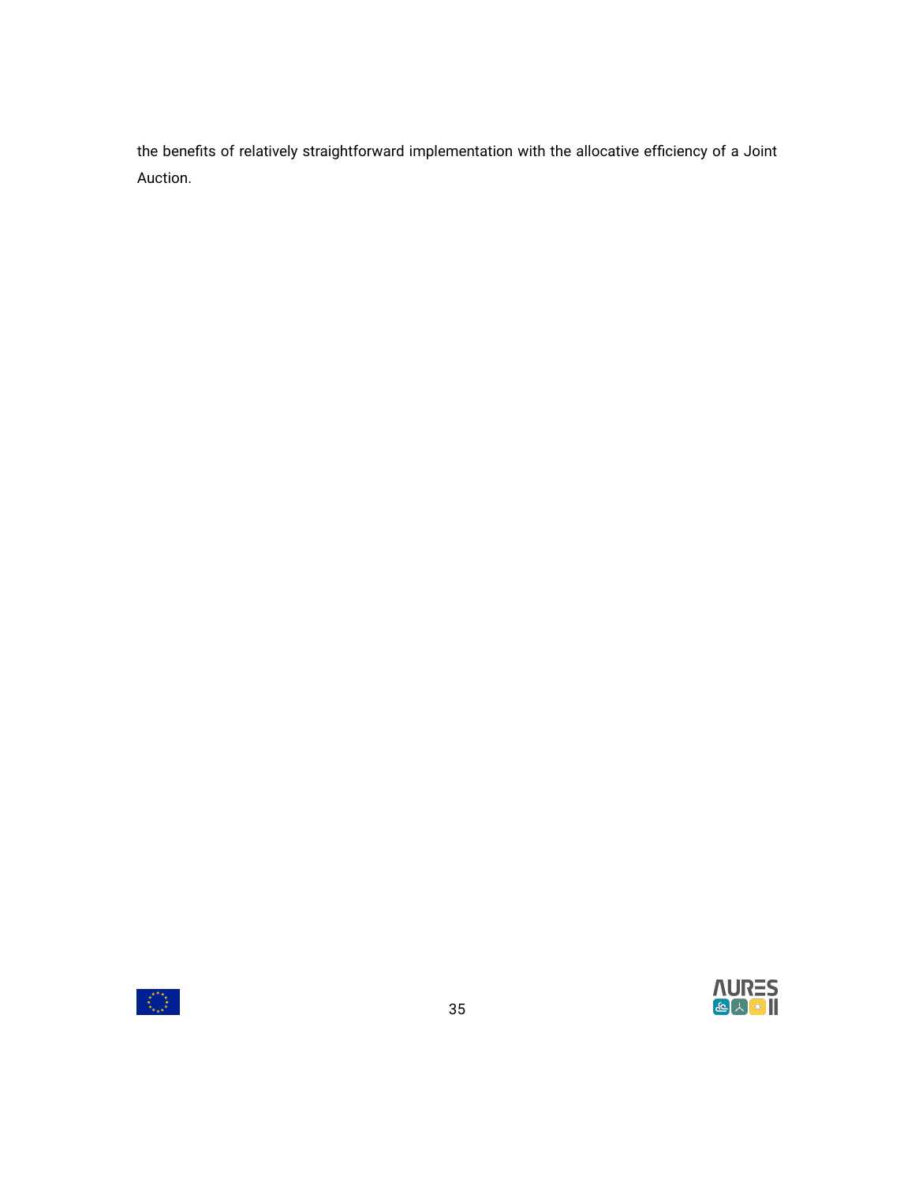the benefits of relatively straightforward implementation with the allocative efficiency of a Joint Auction.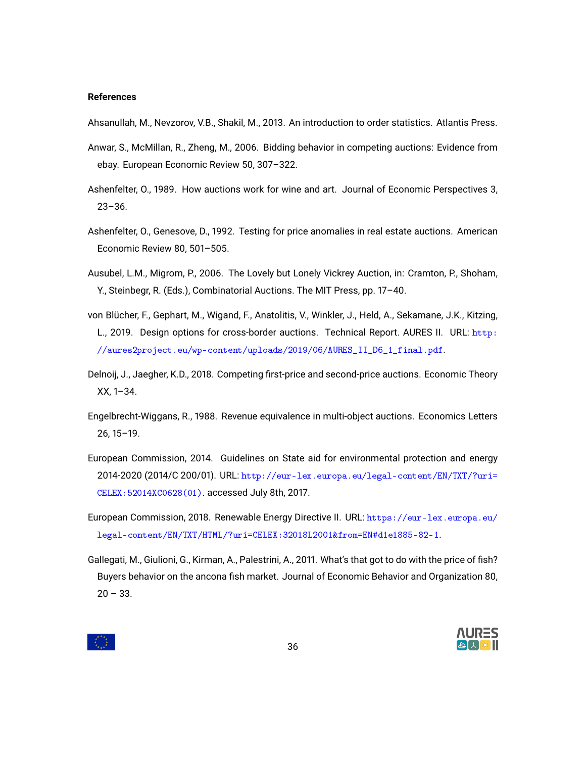**References**

Ahsanullah, M., Nevzorov, V.B., Shakil, M., 2013. An introduction to order statistics. Atlantis Press.

Anwar, S., McMillan, R., Zheng, M., 2006. Bidding behavior in competing auctions: Evidence from ebay. European Economic Review 50, 307–322.

Ashenfelter, O., 1989. How auctions work for wine and art. Journal of Economic Perspectives 3, 23–36.

Ashenfelter, O., Genesove, D., 1992. Testing for price anomalies in real estate auctions. American Economic Review 80, 501–505.

Ausubel, L.M., Migrom, P., 2006. The Lovely but Lonely Vickrey Auction, in: Cramton, P., Shoham, Y., Steinbegr, R. (Eds.), Combinatorial Auctions. The MIT Press, pp. 17–40.

von Blücher, F., Gephart, M., Wigand, F., Anatolitis, V., Winkler, J., Held, A., Sekamane, J.K., Kitzing, L., 2019. Design options for cross-border auctions. Technical Report. AURES II. URL: http://aures2project.eu/wp-content/uploads/2019/06/AURES_II_D6_1_final.pdf.

Delnoij, J., Jaegher, K.D., 2018. Competing first-price and second-price auctions. Economic Theory XX, 1–34.

Engelbrecht-Wiggans, R., 1988. Revenue equivalence in multi-object auctions. Economics Letters 26, 15–19.

European Commission, 2014. Guidelines on State aid for environmental protection and energy 2014-2020 (2014/C 200/01). URL: http://eur-lex.europa.eu/legal-content/EN/TXT/?uri=CELEX:52014XC0628(01). accessed July 8th, 2017.

European Commission, 2018. Renewable Energy Directive II. URL: https://eur-lex.europa.eu/legal-content/EN/TXT/HTML/?uri=CELEX:32018L2001&from=EN#d1e1885-82-1.

Gallegati, M., Giulioni, G., Kirman, A., Palestrini, A., 2011. What's that got to do with the price of fish? Buyers behavior on the ancona fish market. Journal of Economic Behavior and Organization 80, 20 – 33.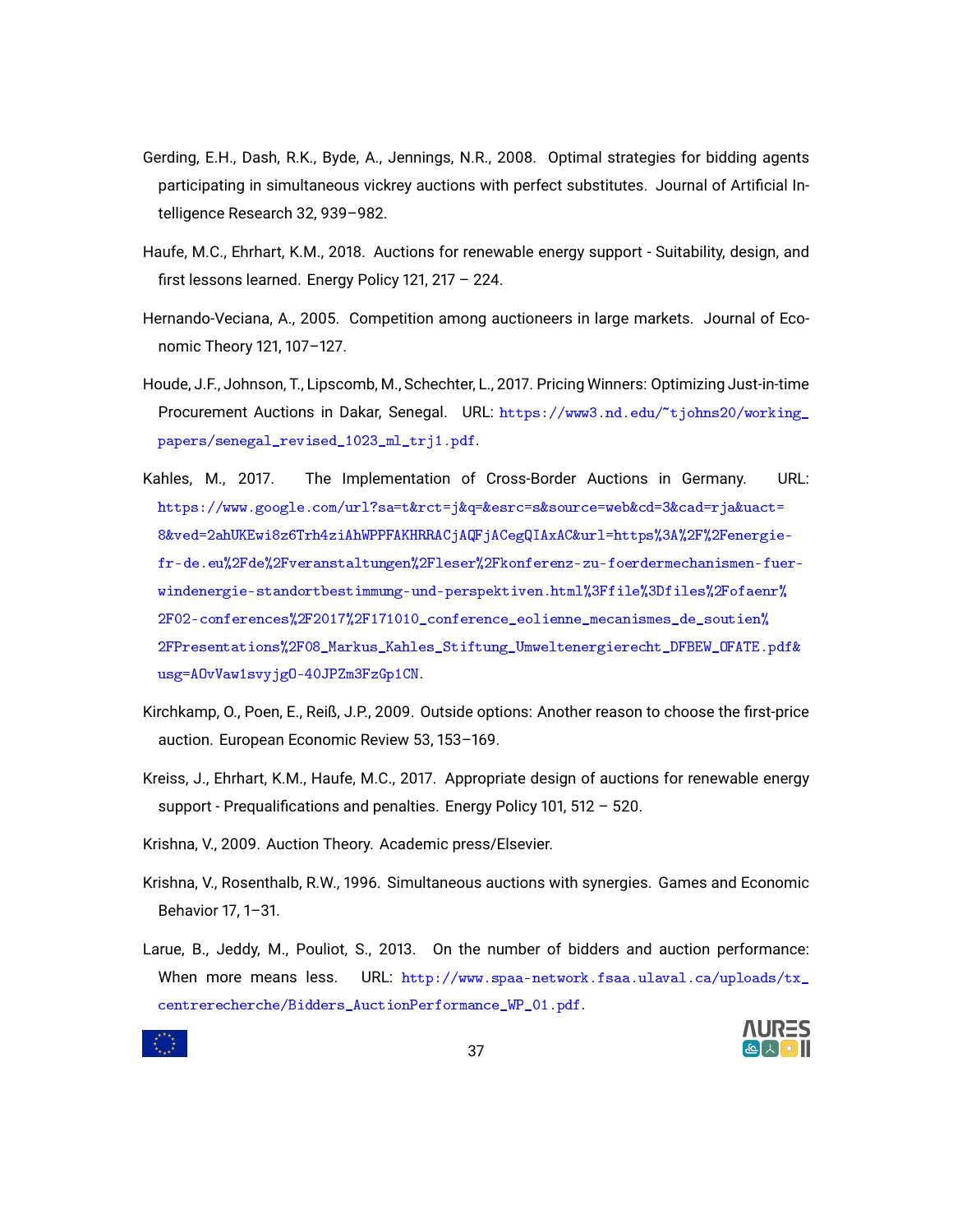Gerding, E.H., Dash, R.K., Byde, A., Jennings, N.R., 2008. Optimal strategies for bidding agents participating in simultaneous vickrey auctions with perfect substitutes. Journal of Artificial Intelligence Research 32, 939–982.

Haufe, M.C., Ehrhart, K.M., 2018. Auctions for renewable energy support - Suitability, design, and first lessons learned. Energy Policy 121, 217 – 224.

Hernando-Veciana, A., 2005. Competition among auctioneers in large markets. Journal of Economic Theory 121, 107–127.

Houde, J.F., Johnson, T., Lipscomb, M., Schechter, L., 2017. Pricing Winners: Optimizing Just-in-time Procurement Auctions in Dakar, Senegal. URL: https://www3.nd.edu/~tjohns20/working_papers/senegal_revised_1023_ml_trj1.pdf.

Kahles, M., 2017. The Implementation of Cross-Border Auctions in Germany. URL: https://www.google.com/url?sa=t&rct=j&q=&esrc=s&source=web&cd=3&cad=rja&uact=8&ved=2ahUKEwi8z6Trh4ziAhWPPFAKHRRACjAQFjACegQIAxAC&url=https%3A%2F%2Fenergie-fr-de.eu%2Fde%2Fveranstaltungen%2Fleser%2Fkonferenz-zu-foerdermechanismen-fuer-windenergie-standortbestimmung-und-perspektiven.html%3Ffile%3Dfiles%2Fofaenr%2F02-conferences%2F2017%2F171010_conference_eolienne_mecanismes_de_soutien%2FPresentations%2F08_Markus_Kahles_Stiftung_Umweltenergierecht_DFBEW_OFATE.pdf&usg=AOvVaw1svyjgO-40JPZm3FzGp1CN.

Kirchkamp, O., Poen, E., Reiß, J.P., 2009. Outside options: Another reason to choose the first-price auction. European Economic Review 53, 153–169.

Kreiss, J., Ehrhart, K.M., Haufe, M.C., 2017. Appropriate design of auctions for renewable energy support - Prequalifications and penalties. Energy Policy 101, 512 – 520.

Krishna, V., 2009. Auction Theory. Academic press/Elsevier.

Krishna, V., Rosenthalb, R.W., 1996. Simultaneous auctions with synergies. Games and Economic Behavior 17, 1–31.

Larue, B., Jeddy, M., Pouliot, S., 2013. On the number of bidders and auction performance: When more means less. URL: http://www.spaa-network.fsaa.ulaval.ca/uploads/tx_centrerecherche/Bidders_AuctionPerformance_WP_01.pdf.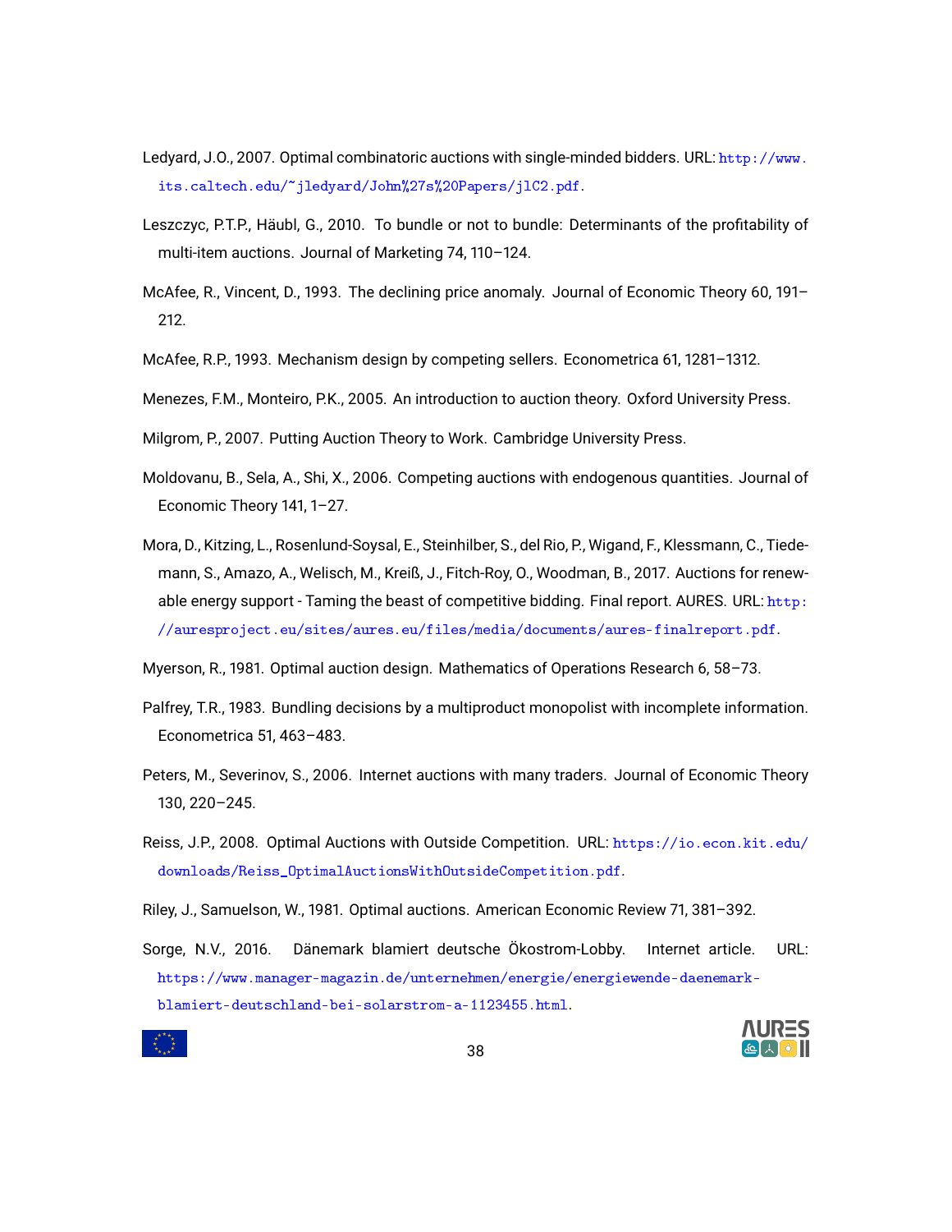Ledyard, J.O., 2007. Optimal combinatoric auctions with single-minded bidders. URL: http://www.its.caltech.edu/~jledyard/John%27s%20Papers/jlC2.pdf.

Leszczyc, P.T.P., Häubl, G., 2010. To bundle or not to bundle: Determinants of the profitability of multi-item auctions. Journal of Marketing 74, 110–124.

McAfee, R., Vincent, D., 1993. The declining price anomaly. Journal of Economic Theory 60, 191–212.

McAfee, R.P., 1993. Mechanism design by competing sellers. Econometrica 61, 1281–1312.

Menezes, F.M., Monteiro, P.K., 2005. An introduction to auction theory. Oxford University Press.

Milgrom, P., 2007. Putting Auction Theory to Work. Cambridge University Press.

Moldovanu, B., Sela, A., Shi, X., 2006. Competing auctions with endogenous quantities. Journal of Economic Theory 141, 1–27.

Mora, D., Kitzing, L., Rosenlund-Soysal, E., Steinhilber, S., del Rio, P., Wigand, F., Klessmann, C., Tiedemann, S., Amazo, A., Welisch, M., Kreiß, J., Fitch-Roy, O., Woodman, B., 2017. Auctions for renewable energy support - Taming the beast of competitive bidding. Final report. AURES. URL: http://auresproject.eu/sites/aures.eu/files/media/documents/aures-finalreport.pdf.

Myerson, R., 1981. Optimal auction design. Mathematics of Operations Research 6, 58–73.

Palfrey, T.R., 1983. Bundling decisions by a multiproduct monopolist with incomplete information. Econometrica 51, 463–483.

Peters, M., Severinov, S., 2006. Internet auctions with many traders. Journal of Economic Theory 130, 220–245.

Reiss, J.P., 2008. Optimal Auctions with Outside Competition. URL: https://io.econ.kit.edu/downloads/Reiss_OptimalAuctionsWithOutsideCompetition.pdf.

Riley, J., Samuelson, W., 1981. Optimal auctions. American Economic Review 71, 381–392.

Sorge, N.V., 2016. Dänemark blamiert deutsche Ökostrom-Lobby. Internet article. URL: https://www.manager-magazin.de/unternehmen/energie/energiewende-daenemark-blamiert-deutschland-bei-solarstrom-a-1123455.html.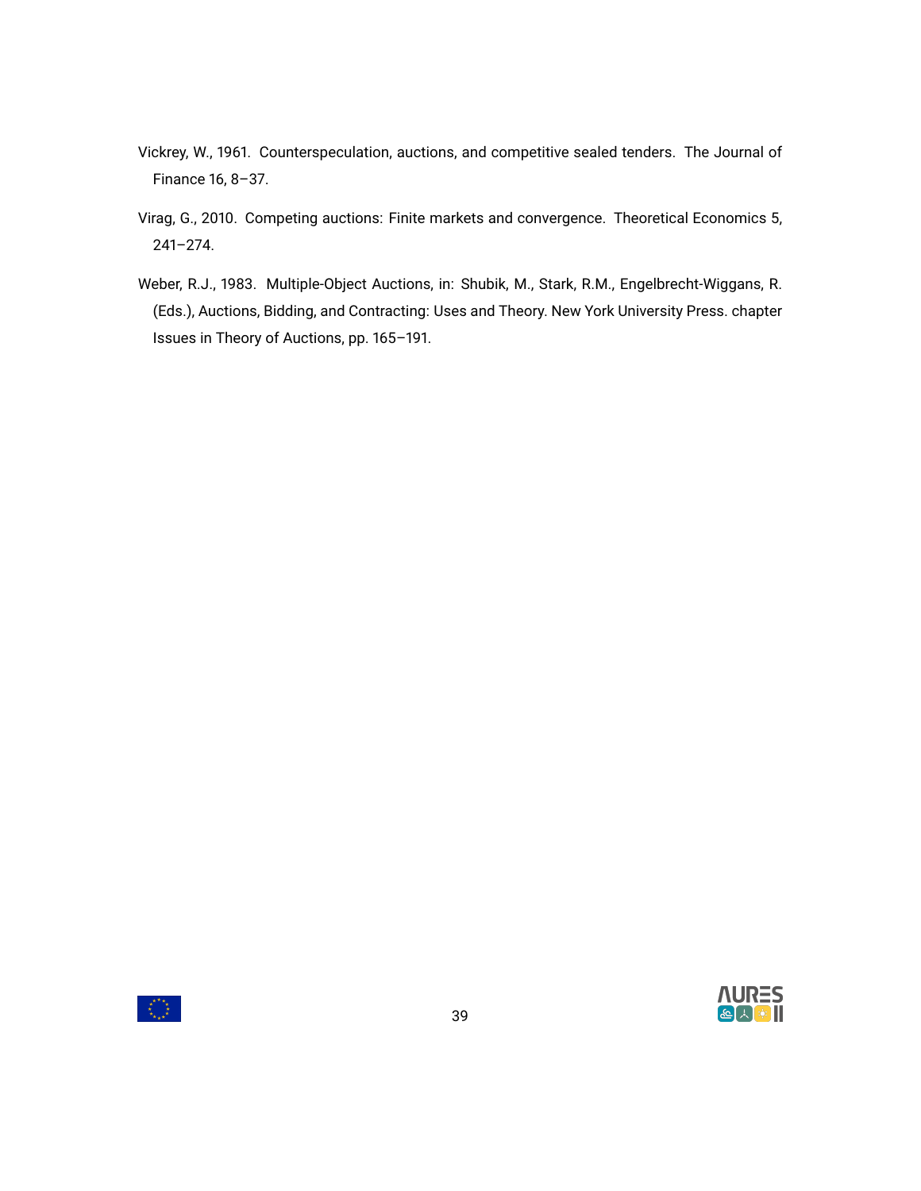Vickrey, W., 1961. Counterspeculation, auctions, and competitive sealed tenders. The Journal of Finance 16, 8–37.

Virag, G., 2010. Competing auctions: Finite markets and convergence. Theoretical Economics 5, 241–274.

Weber, R.J., 1983. Multiple-Object Auctions, in: Shubik, M., Stark, R.M., Engelbrecht-Wiggans, R. (Eds.), Auctions, Bidding, and Contracting: Uses and Theory. New York University Press. chapter Issues in Theory of Auctions, pp. 165–191.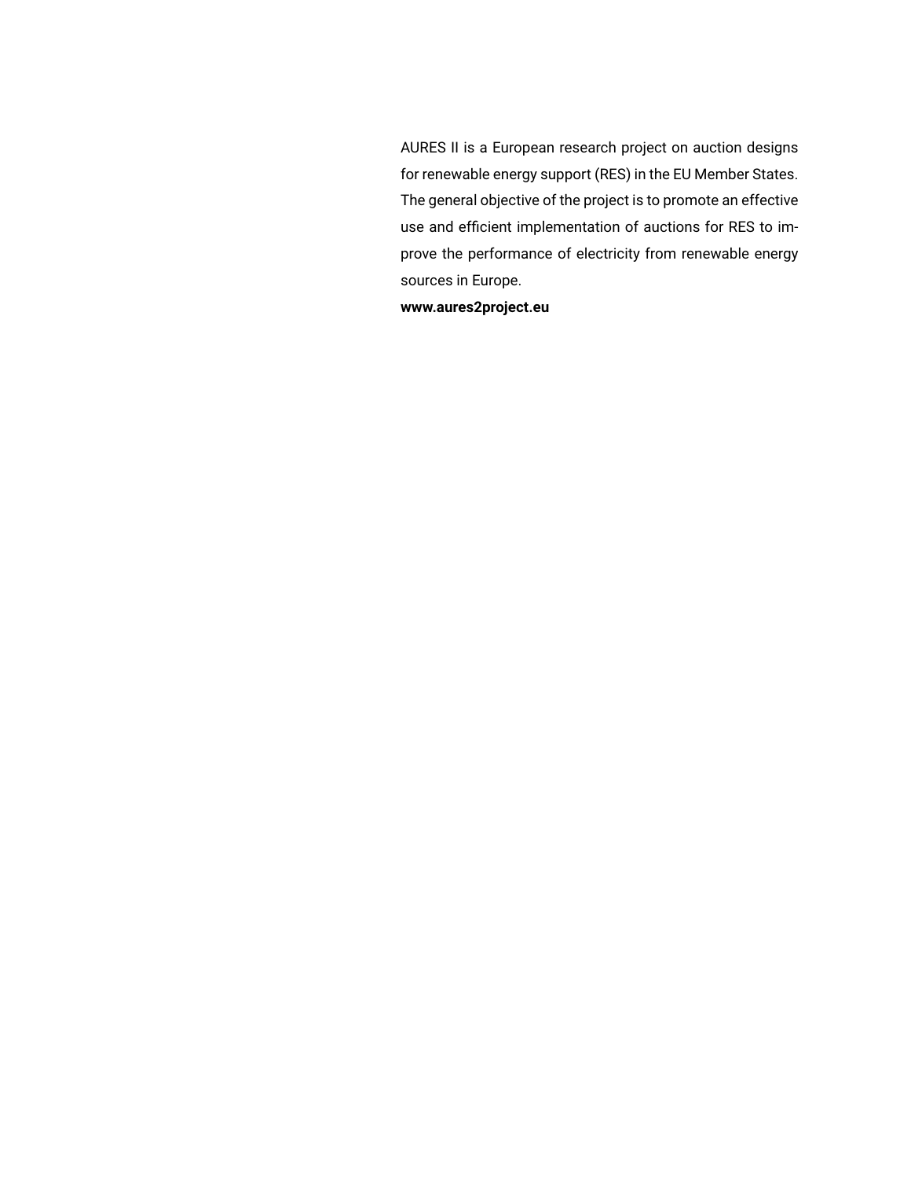AURES II is a European research project on auction designs for renewable energy support (RES) in the EU Member States. The general objective of the project is to promote an effective use and efficient implementation of auctions for RES to improve the performance of electricity from renewable energy sources in Europe.

**www.aures2project.eu**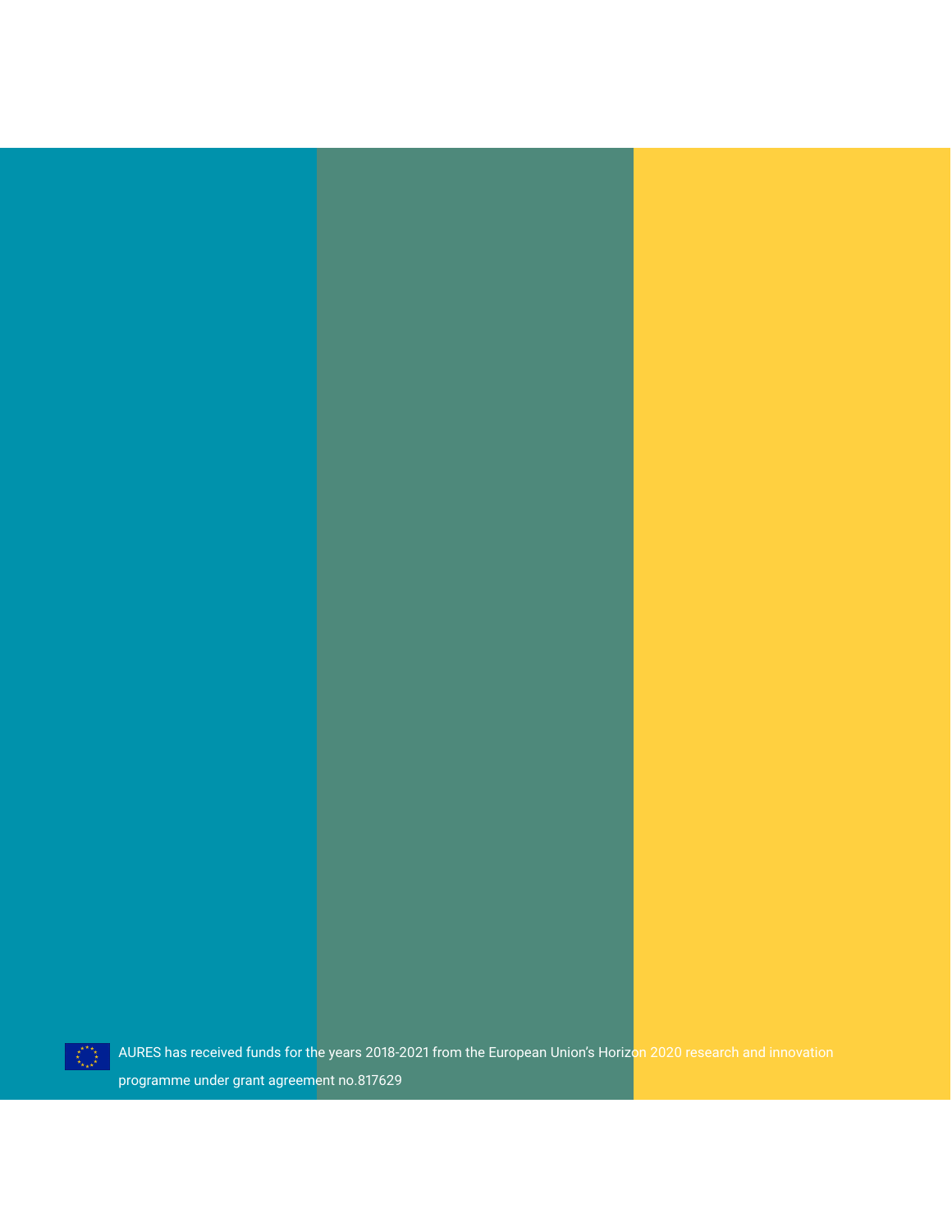AURES has received funds for the years 2018-2021 from the European Union's Horizon 2020 research and innovation programme under grant agreement no.817629